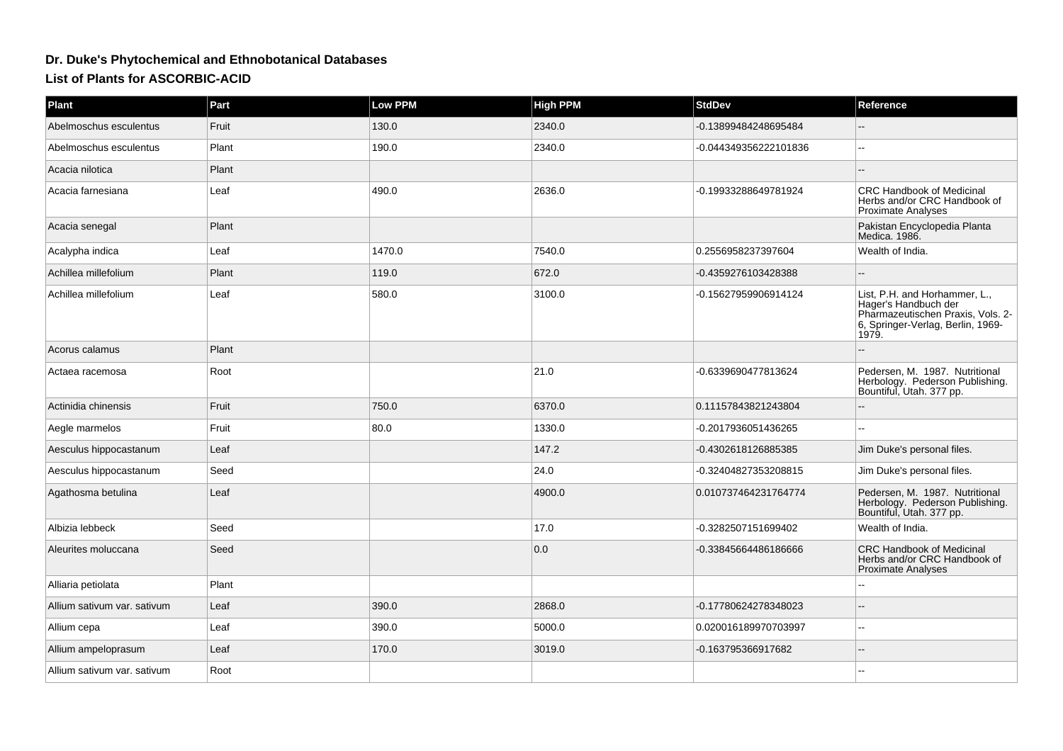# Dr. Duke's Phytochemical and Ethnobotanical Databases

## List of Plants for ASCORBIC-ACID

| Plant | Part | Low PPM | High PPM | StdDev | Reference |
|---|---|---|---|---|---|
| Abelmoschus esculentus | Fruit | 130.0 | 2340.0 | -0.13899484248695484 | -- |
| Abelmoschus esculentus | Plant | 190.0 | 2340.0 | -0.044349356222101836 | -- |
| Acacia nilotica | Plant | | | | -- |
| Acacia farnesiana | Leaf | 490.0 | 2636.0 | -0.19933288649781924 | CRC Handbook of Medicinal Herbs and/or CRC Handbook of Proximate Analyses |
| Acacia senegal | Plant | | | | Pakistan Encyclopedia Planta Medica. 1986. |
| Acalypha indica | Leaf | 1470.0 | 7540.0 | 0.2556958237397604 | Wealth of India. |
| Achillea millefolium | Plant | 119.0 | 672.0 | -0.4359276103428388 | -- |
| Achillea millefolium | Leaf | 580.0 | 3100.0 | -0.15627959906914124 | List, P.H. and Horhammer, L., Hager's Handbuch der Pharmazeutischen Praxis, Vols. 2-6, Springer-Verlag, Berlin, 1969-1979. |
| Acorus calamus | Plant | | | | -- |
| Actaea racemosa | Root | | 21.0 | -0.6339690477813624 | Pedersen, M. 1987. Nutritional Herbology. Pederson Publishing. Bountiful, Utah. 377 pp. |
| Actinidia chinensis | Fruit | 750.0 | 6370.0 | 0.11157843821243804 | -- |
| Aegle marmelos | Fruit | 80.0 | 1330.0 | -0.2017936051436265 | -- |
| Aesculus hippocastanum | Leaf | | 147.2 | -0.4302618126885385 | Jim Duke's personal files. |
| Aesculus hippocastanum | Seed | | 24.0 | -0.32404827353208815 | Jim Duke's personal files. |
| Agathosma betulina | Leaf | | 4900.0 | 0.010737464231764774 | Pedersen, M. 1987. Nutritional Herbology. Pederson Publishing. Bountiful, Utah. 377 pp. |
| Albizia lebbeck | Seed | | 17.0 | -0.3282507151699402 | Wealth of India. |
| Aleurites moluccana | Seed | | 0.0 | -0.33845664486186666 | CRC Handbook of Medicinal Herbs and/or CRC Handbook of Proximate Analyses |
| Alliaria petiolata | Plant | | | | -- |
| Allium sativum var. sativum | Leaf | 390.0 | 2868.0 | -0.17780624278348023 | -- |
| Allium cepa | Leaf | 390.0 | 5000.0 | 0.020016189970703997 | -- |
| Allium ampeloprasum | Leaf | 170.0 | 3019.0 | -0.163795366917682 | -- |
| Allium sativum var. sativum | Root | | | | -- |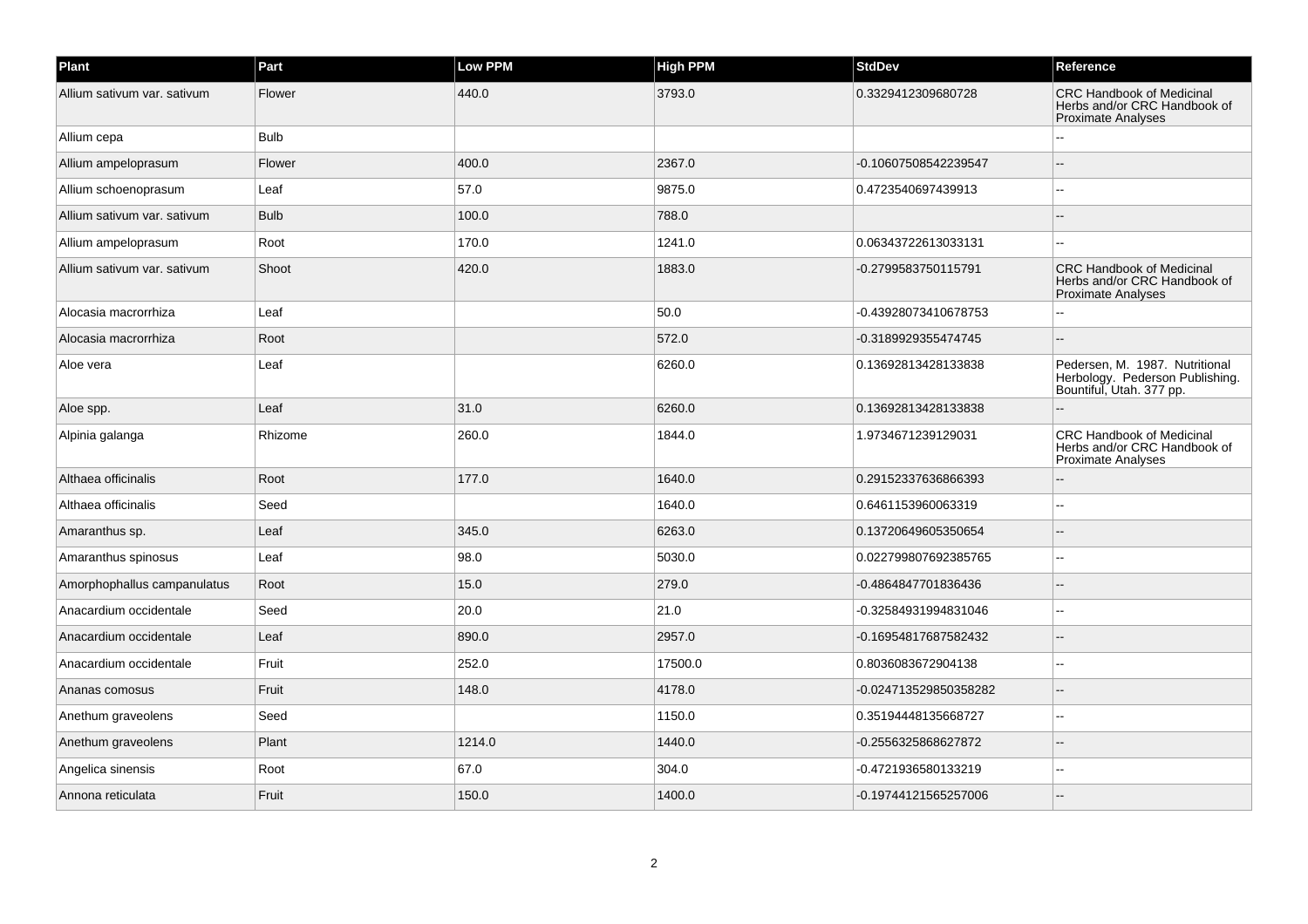| Plant | Part | Low PPM | High PPM | StdDev | Reference |
| --- | --- | --- | --- | --- | --- |
| Allium sativum var. sativum | Flower | 440.0 | 3793.0 | 0.3329412309680728 | CRC Handbook of Medicinal Herbs and/or CRC Handbook of Proximate Analyses |
| Allium cepa | Bulb | | | | -- |
| Allium ampeloprasum | Flower | 400.0 | 2367.0 | -0.10607508542239547 | -- |
| Allium schoenoprasum | Leaf | 57.0 | 9875.0 | 0.4723540697439913 | -- |
| Allium sativum var. sativum | Bulb | 100.0 | 788.0 | | -- |
| Allium ampeloprasum | Root | 170.0 | 1241.0 | 0.06343722613033131 | -- |
| Allium sativum var. sativum | Shoot | 420.0 | 1883.0 | -0.2799583750115791 | CRC Handbook of Medicinal Herbs and/or CRC Handbook of Proximate Analyses |
| Alocasia macrorrhiza | Leaf | | 50.0 | -0.43928073410678753 | -- |
| Alocasia macrorrhiza | Root | | 572.0 | -0.3189929355474745 | -- |
| Aloe vera | Leaf | | 6260.0 | 0.13692813428133838 | Pedersen, M. 1987. Nutritional Herbology. Pederson Publishing. Bountiful, Utah. 377 pp. |
| Aloe spp. | Leaf | 31.0 | 6260.0 | 0.13692813428133838 | -- |
| Alpinia galanga | Rhizome | 260.0 | 1844.0 | 1.9734671239129031 | CRC Handbook of Medicinal Herbs and/or CRC Handbook of Proximate Analyses |
| Althaea officinalis | Root | 177.0 | 1640.0 | 0.29152337636866393 | -- |
| Althaea officinalis | Seed | | 1640.0 | 0.6461153960063319 | -- |
| Amaranthus sp. | Leaf | 345.0 | 6263.0 | 0.13720649605350654 | -- |
| Amaranthus spinosus | Leaf | 98.0 | 5030.0 | 0.022799807692385765 | -- |
| Amorphophallus campanulatus | Root | 15.0 | 279.0 | -0.4864847701836436 | -- |
| Anacardium occidentale | Seed | 20.0 | 21.0 | -0.32584931994831046 | -- |
| Anacardium occidentale | Leaf | 890.0 | 2957.0 | -0.16954817687582432 | -- |
| Anacardium occidentale | Fruit | 252.0 | 17500.0 | 0.8036083672904138 | -- |
| Ananas comosus | Fruit | 148.0 | 4178.0 | -0.024713529850358282 | -- |
| Anethum graveolens | Seed | | 1150.0 | 0.35194448135668727 | -- |
| Anethum graveolens | Plant | 1214.0 | 1440.0 | -0.2556325868627872 | -- |
| Angelica sinensis | Root | 67.0 | 304.0 | -0.4721936580133219 | -- |
| Annona reticulata | Fruit | 150.0 | 1400.0 | -0.19744121565257006 | -- |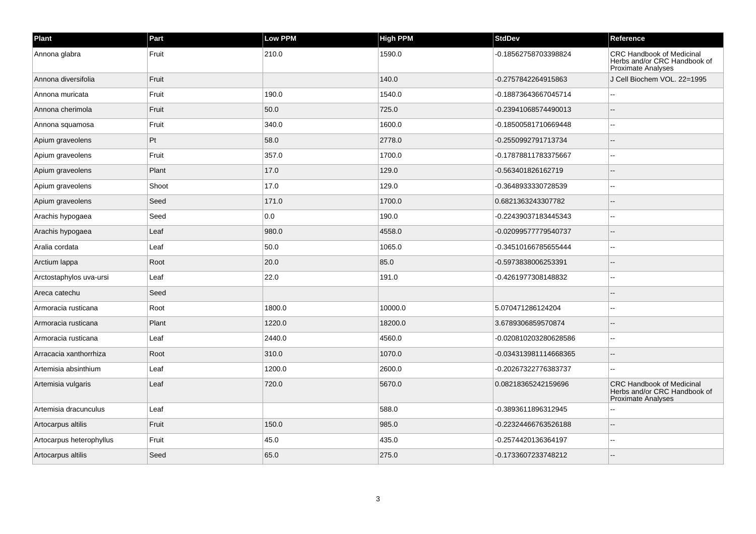| Plant | Part | Low PPM | High PPM | StdDev | Reference |
| --- | --- | --- | --- | --- | --- |
| Annona glabra | Fruit | 210.0 | 1590.0 | -0.18562758703398824 | CRC Handbook of Medicinal Herbs and/or CRC Handbook of Proximate Analyses |
| Annona diversifolia | Fruit | | 140.0 | -0.2757842264915863 | J Cell Biochem VOL. 22=1995 |
| Annona muricata | Fruit | 190.0 | 1540.0 | -0.18873643667045714 | -- |
| Annona cherimola | Fruit | 50.0 | 725.0 | -0.23941068574490013 | -- |
| Annona squamosa | Fruit | 340.0 | 1600.0 | -0.18500581710669448 | -- |
| Apium graveolens | Pt | 58.0 | 2778.0 | -0.2550992791713734 | -- |
| Apium graveolens | Fruit | 357.0 | 1700.0 | -0.17878811783375667 | -- |
| Apium graveolens | Plant | 17.0 | 129.0 | -0.563401826162719 | -- |
| Apium graveolens | Shoot | 17.0 | 129.0 | -0.3648933330728539 | -- |
| Apium graveolens | Seed | 171.0 | 1700.0 | 0.6821363243307782 | -- |
| Arachis hypogaea | Seed | 0.0 | 190.0 | -0.22439037183445343 | -- |
| Arachis hypogaea | Leaf | 980.0 | 4558.0 | -0.020995777779540737 | -- |
| Aralia cordata | Leaf | 50.0 | 1065.0 | -0.34510166785655444 | -- |
| Arctium lappa | Root | 20.0 | 85.0 | -0.5973838006253391 | -- |
| Arctostaphylos uva-ursi | Leaf | 22.0 | 191.0 | -0.4261977308148832 | -- |
| Areca catechu | Seed | | | | -- |
| Armoracia rusticana | Root | 1800.0 | 10000.0 | 5.070471286124204 | -- |
| Armoracia rusticana | Plant | 1220.0 | 18200.0 | 3.6789306859570874 | -- |
| Armoracia rusticana | Leaf | 2440.0 | 4560.0 | -0.020810203280628586 | -- |
| Arracacia xanthorrhiza | Root | 310.0 | 1070.0 | -0.034313981114668365 | -- |
| Artemisia absinthium | Leaf | 1200.0 | 2600.0 | -0.20267322776383737 | -- |
| Artemisia vulgaris | Leaf | 720.0 | 5670.0 | 0.08218365242159696 | CRC Handbook of Medicinal Herbs and/or CRC Handbook of Proximate Analyses |
| Artemisia dracunculus | Leaf | | 588.0 | -0.3893611896312945 | -- |
| Artocarpus altilis | Fruit | 150.0 | 985.0 | -0.22324466763526188 | -- |
| Artocarpus heterophyllus | Fruit | 45.0 | 435.0 | -0.2574420136364197 | -- |
| Artocarpus altilis | Seed | 65.0 | 275.0 | -0.1733607233748212 | -- |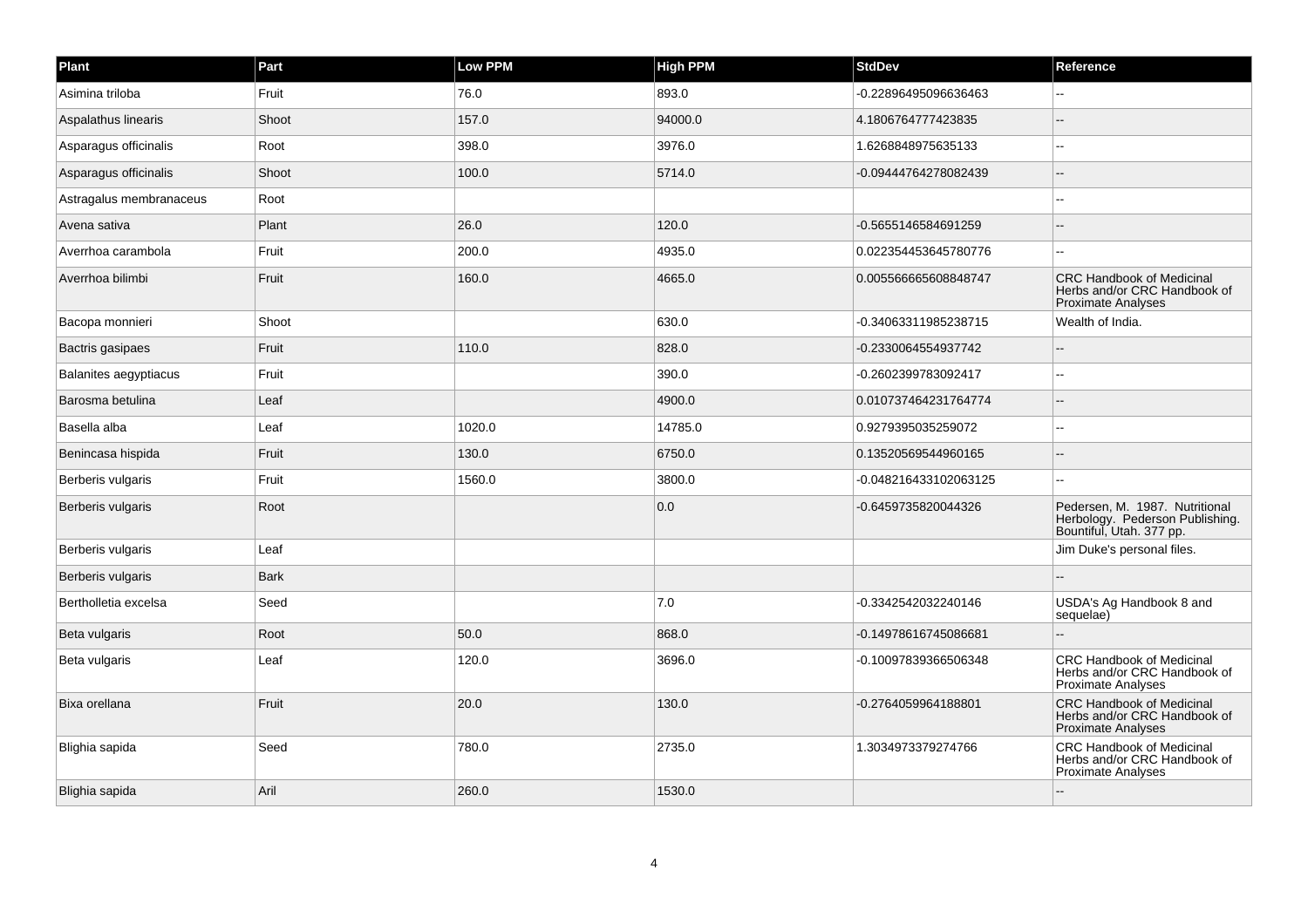| Plant | Part | Low PPM | High PPM | StdDev | Reference |
| --- | --- | --- | --- | --- | --- |
| Asimina triloba | Fruit | 76.0 | 893.0 | -0.22896495096636463 | -- |
| Aspalathus linearis | Shoot | 157.0 | 94000.0 | 4.1806764777423835 | -- |
| Asparagus officinalis | Root | 398.0 | 3976.0 | 1.6268848975635133 | -- |
| Asparagus officinalis | Shoot | 100.0 | 5714.0 | -0.09444764278082439 | -- |
| Astragalus membranaceus | Root | | | | -- |
| Avena sativa | Plant | 26.0 | 120.0 | -0.5655146584691259 | -- |
| Averrhoa carambola | Fruit | 200.0 | 4935.0 | 0.022354453645780776 | -- |
| Averrhoa bilimbi | Fruit | 160.0 | 4665.0 | 0.005566665608848747 | CRC Handbook of Medicinal Herbs and/or CRC Handbook of Proximate Analyses |
| Bacopa monnieri | Shoot | | 630.0 | -0.34063311985238715 | Wealth of India. |
| Bactris gasipaes | Fruit | 110.0 | 828.0 | -0.2330064554937742 | -- |
| Balanites aegyptiacus | Fruit | | 390.0 | -0.2602399783092417 | -- |
| Barosma betulina | Leaf | | 4900.0 | 0.010737464231764774 | -- |
| Basella alba | Leaf | 1020.0 | 14785.0 | 0.9279395035259072 | -- |
| Benincasa hispida | Fruit | 130.0 | 6750.0 | 0.13520569544960165 | -- |
| Berberis vulgaris | Fruit | 1560.0 | 3800.0 | -0.048216433102063125 | -- |
| Berberis vulgaris | Root | | 0.0 | -0.6459735820044326 | Pedersen, M. 1987. Nutritional Herbology. Pederson Publishing. Bountiful, Utah. 377 pp. |
| Berberis vulgaris | Leaf | | | | Jim Duke's personal files. |
| Berberis vulgaris | Bark | | | | -- |
| Bertholletia excelsa | Seed | | 7.0 | -0.3342542032240146 | USDA's Ag Handbook 8 and sequelae) |
| Beta vulgaris | Root | 50.0 | 868.0 | -0.14978616745086681 | -- |
| Beta vulgaris | Leaf | 120.0 | 3696.0 | -0.10097839366506348 | CRC Handbook of Medicinal Herbs and/or CRC Handbook of Proximate Analyses |
| Bixa orellana | Fruit | 20.0 | 130.0 | -0.2764059964188801 | CRC Handbook of Medicinal Herbs and/or CRC Handbook of Proximate Analyses |
| Blighia sapida | Seed | 780.0 | 2735.0 | 1.3034973379274766 | CRC Handbook of Medicinal Herbs and/or CRC Handbook of Proximate Analyses |
| Blighia sapida | Aril | 260.0 | 1530.0 | | -- |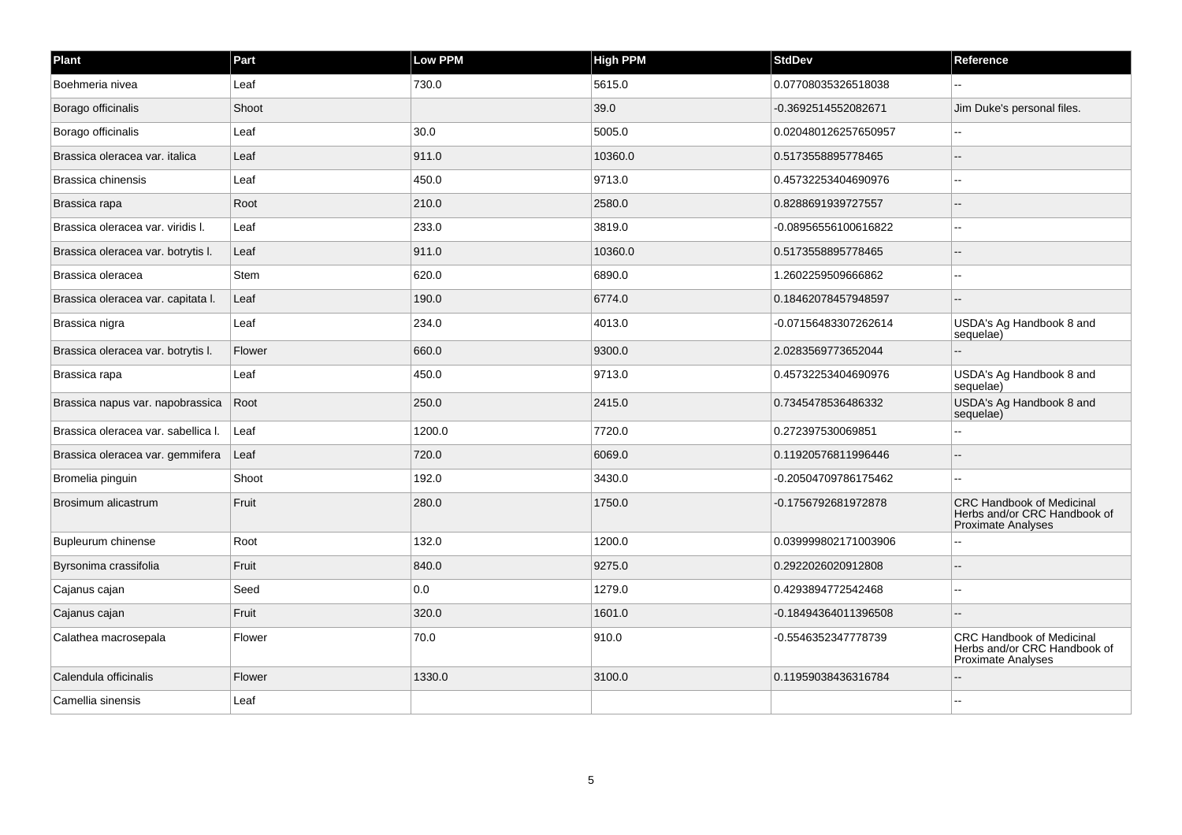| Plant | Part | Low PPM | High PPM | StdDev | Reference |
|---|---|---|---|---|---|
| Boehmeria nivea | Leaf | 730.0 | 5615.0 | 0.07708035326518038 | -- |
| Borago officinalis | Shoot | | 39.0 | -0.3692514552082671 | Jim Duke's personal files. |
| Borago officinalis | Leaf | 30.0 | 5005.0 | 0.020480126257650957 | -- |
| Brassica oleracea var. italica | Leaf | 911.0 | 10360.0 | 0.5173558895778465 | -- |
| Brassica chinensis | Leaf | 450.0 | 9713.0 | 0.45732253404690976 | -- |
| Brassica rapa | Root | 210.0 | 2580.0 | 0.8288691939727557 | -- |
| Brassica oleracea var. viridis l. | Leaf | 233.0 | 3819.0 | -0.08956556100616822 | -- |
| Brassica oleracea var. botrytis l. | Leaf | 911.0 | 10360.0 | 0.5173558895778465 | -- |
| Brassica oleracea | Stem | 620.0 | 6890.0 | 1.2602259509666862 | -- |
| Brassica oleracea var. capitata l. | Leaf | 190.0 | 6774.0 | 0.18462078457948597 | -- |
| Brassica nigra | Leaf | 234.0 | 4013.0 | -0.07156483307262614 | USDA's Ag Handbook 8 and sequelae) |
| Brassica oleracea var. botrytis l. | Flower | 660.0 | 9300.0 | 2.0283569773652044 | -- |
| Brassica rapa | Leaf | 450.0 | 9713.0 | 0.45732253404690976 | USDA's Ag Handbook 8 and sequelae) |
| Brassica napus var. napobrassica | Root | 250.0 | 2415.0 | 0.7345478536486332 | USDA's Ag Handbook 8 and sequelae) |
| Brassica oleracea var. sabellica l. | Leaf | 1200.0 | 7720.0 | 0.272397530069851 | -- |
| Brassica oleracea var. gemmifera | Leaf | 720.0 | 6069.0 | 0.11920576811996446 | -- |
| Bromelia pinguin | Shoot | 192.0 | 3430.0 | -0.20504709786175462 | -- |
| Brosimum alicastrum | Fruit | 280.0 | 1750.0 | -0.1756792681972878 | CRC Handbook of Medicinal Herbs and/or CRC Handbook of Proximate Analyses |
| Bupleurum chinense | Root | 132.0 | 1200.0 | 0.039999802171003906 | -- |
| Byrsonima crassifolia | Fruit | 840.0 | 9275.0 | 0.2922026020912808 | -- |
| Cajanus cajan | Seed | 0.0 | 1279.0 | 0.4293894772542468 | -- |
| Cajanus cajan | Fruit | 320.0 | 1601.0 | -0.18494364011396508 | -- |
| Calathea macrosepala | Flower | 70.0 | 910.0 | -0.5546352347778739 | CRC Handbook of Medicinal Herbs and/or CRC Handbook of Proximate Analyses |
| Calendula officinalis | Flower | 1330.0 | 3100.0 | 0.11959038436316784 | -- |
| Camellia sinensis | Leaf | | | | -- |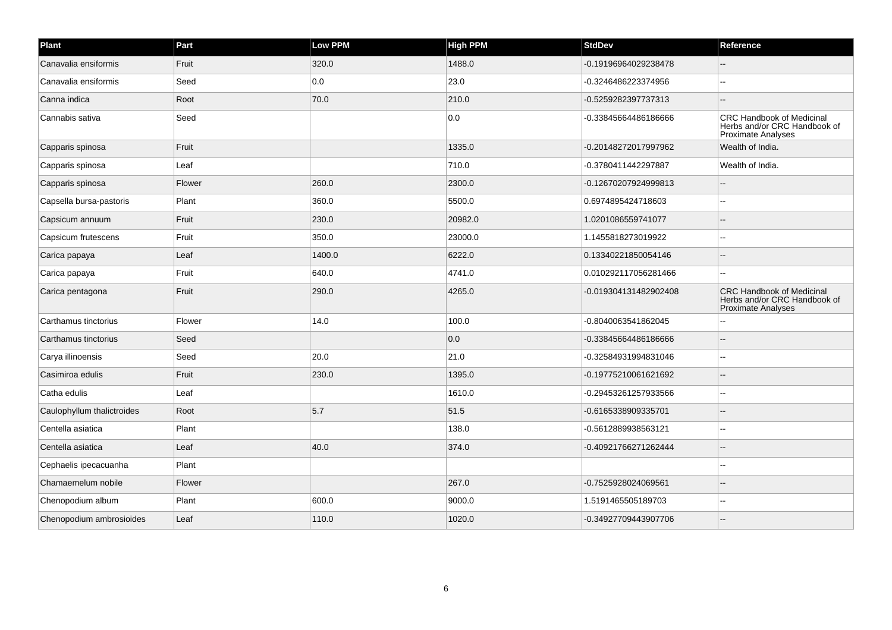| Plant | Part | Low PPM | High PPM | StdDev | Reference |
| --- | --- | --- | --- | --- | --- |
| Canavalia ensiformis | Fruit | 320.0 | 1488.0 | -0.19196964029238478 | -- |
| Canavalia ensiformis | Seed | 0.0 | 23.0 | -0.3246486223374956 | -- |
| Canna indica | Root | 70.0 | 210.0 | -0.5259282397737313 | -- |
| Cannabis sativa | Seed | | 0.0 | -0.33845664486186666 | CRC Handbook of Medicinal Herbs and/or CRC Handbook of Proximate Analyses |
| Capparis spinosa | Fruit | | 1335.0 | -0.20148272017997962 | Wealth of India. |
| Capparis spinosa | Leaf | | 710.0 | -0.3780411442297887 | Wealth of India. |
| Capparis spinosa | Flower | 260.0 | 2300.0 | -0.12670207924999813 | -- |
| Capsella bursa-pastoris | Plant | 360.0 | 5500.0 | 0.6974895424718603 | -- |
| Capsicum annuum | Fruit | 230.0 | 20982.0 | 1.0201086559741077 | -- |
| Capsicum frutescens | Fruit | 350.0 | 23000.0 | 1.1455818273019922 | -- |
| Carica papaya | Leaf | 1400.0 | 6222.0 | 0.13340221850054146 | -- |
| Carica papaya | Fruit | 640.0 | 4741.0 | 0.010292117056281466 | -- |
| Carica pentagona | Fruit | 290.0 | 4265.0 | -0.019304131482902408 | CRC Handbook of Medicinal Herbs and/or CRC Handbook of Proximate Analyses |
| Carthamus tinctorius | Flower | 14.0 | 100.0 | -0.8040063541862045 | -- |
| Carthamus tinctorius | Seed | | 0.0 | -0.33845664486186666 | -- |
| Carya illinoensis | Seed | 20.0 | 21.0 | -0.32584931994831046 | -- |
| Casimiroa edulis | Fruit | 230.0 | 1395.0 | -0.19775210061621692 | -- |
| Catha edulis | Leaf | | 1610.0 | -0.29453261257933566 | -- |
| Caulophyllum thalictroides | Root | 5.7 | 51.5 | -0.6165338909335701 | -- |
| Centella asiatica | Plant | | 138.0 | -0.5612889938563121 | -- |
| Centella asiatica | Leaf | 40.0 | 374.0 | -0.40921766271262444 | -- |
| Cephaelis ipecacuanha | Plant | | | | -- |
| Chamaemelum nobile | Flower | | 267.0 | -0.7525928024069561 | -- |
| Chenopodium album | Plant | 600.0 | 9000.0 | 1.5191465505189703 | -- |
| Chenopodium ambrosioides | Leaf | 110.0 | 1020.0 | -0.34927709443907706 | -- |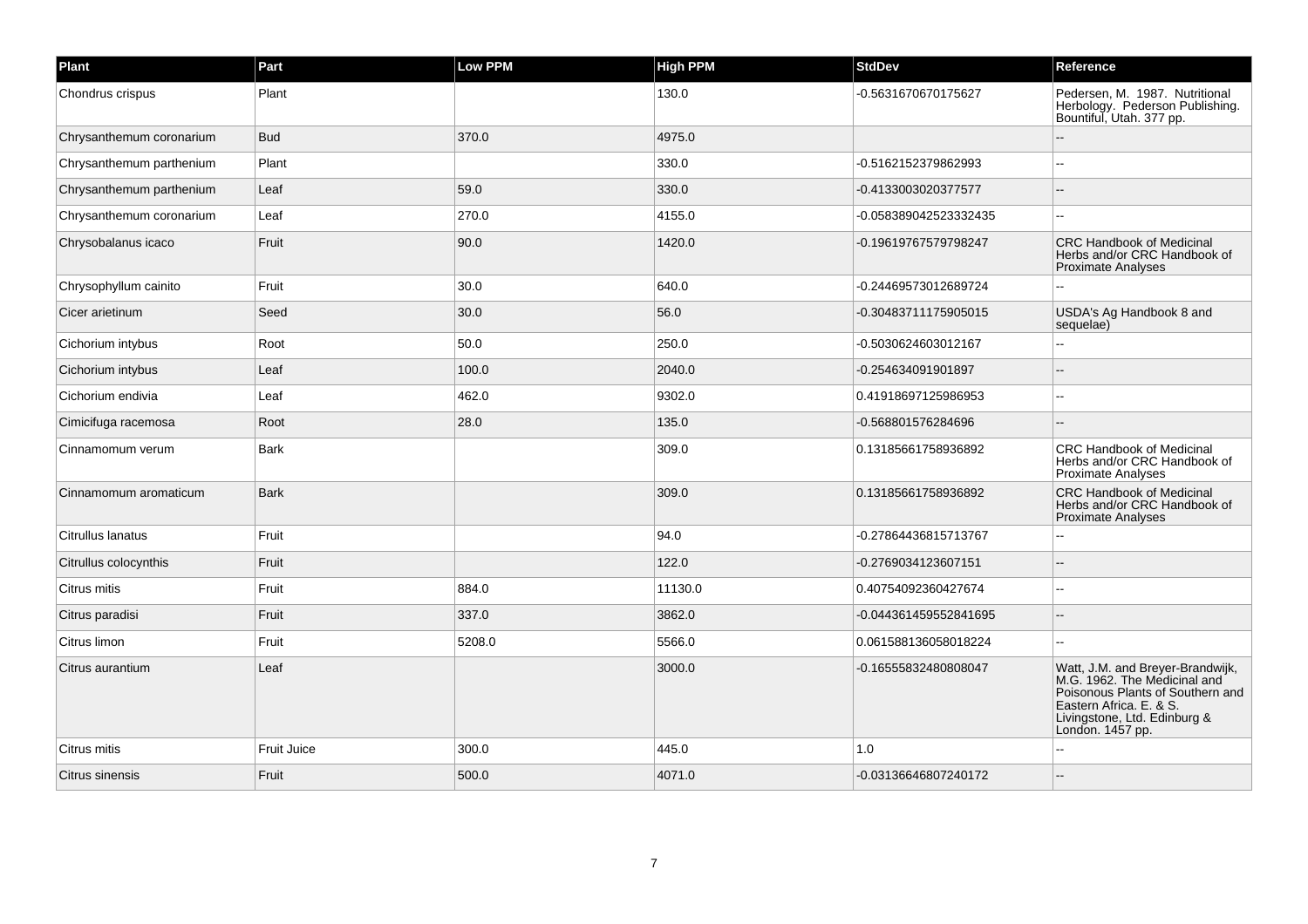| Plant | Part | Low PPM | High PPM | StdDev | Reference |
| --- | --- | --- | --- | --- | --- |
| Chondrus crispus | Plant | | 130.0 | -0.5631670670175627 | Pedersen, M. 1987. Nutritional Herbology. Pederson Publishing. Bountiful, Utah. 377 pp. |
| Chrysanthemum coronarium | Bud | 370.0 | 4975.0 | | -- |
| Chrysanthemum parthenium | Plant | | 330.0 | -0.5162152379862993 | -- |
| Chrysanthemum parthenium | Leaf | 59.0 | 330.0 | -0.4133003020377577 | -- |
| Chrysanthemum coronarium | Leaf | 270.0 | 4155.0 | -0.058389042523332435 | -- |
| Chrysobalanus icaco | Fruit | 90.0 | 1420.0 | -0.19619767579798247 | CRC Handbook of Medicinal Herbs and/or CRC Handbook of Proximate Analyses |
| Chrysophyllum cainito | Fruit | 30.0 | 640.0 | -0.24469573012689724 | -- |
| Cicer arietinum | Seed | 30.0 | 56.0 | -0.30483711175905015 | USDA's Ag Handbook 8 and sequelae) |
| Cichorium intybus | Root | 50.0 | 250.0 | -0.5030624603012167 | -- |
| Cichorium intybus | Leaf | 100.0 | 2040.0 | -0.254634091901897 | -- |
| Cichorium endivia | Leaf | 462.0 | 9302.0 | 0.41918697125986953 | -- |
| Cimicifuga racemosa | Root | 28.0 | 135.0 | -0.568801576284696 | -- |
| Cinnamomum verum | Bark | | 309.0 | 0.13185661758936892 | CRC Handbook of Medicinal Herbs and/or CRC Handbook of Proximate Analyses |
| Cinnamomum aromaticum | Bark | | 309.0 | 0.13185661758936892 | CRC Handbook of Medicinal Herbs and/or CRC Handbook of Proximate Analyses |
| Citrullus lanatus | Fruit | | 94.0 | -0.27864436815713767 | -- |
| Citrullus colocynthis | Fruit | | 122.0 | -0.2769034123607151 | -- |
| Citrus mitis | Fruit | 884.0 | 11130.0 | 0.40754092360427674 | -- |
| Citrus paradisi | Fruit | 337.0 | 3862.0 | -0.044361459552841695 | -- |
| Citrus limon | Fruit | 5208.0 | 5566.0 | 0.061588136058018224 | -- |
| Citrus aurantium | Leaf | | 3000.0 | -0.16555832480808047 | Watt, J.M. and Breyer-Brandwijk, M.G. 1962. The Medicinal and Poisonous Plants of Southern and Eastern Africa. E. & S. Livingstone, Ltd. Edinburg & London. 1457 pp. |
| Citrus mitis | Fruit Juice | 300.0 | 445.0 | 1.0 | -- |
| Citrus sinensis | Fruit | 500.0 | 4071.0 | -0.03136646807240172 | -- |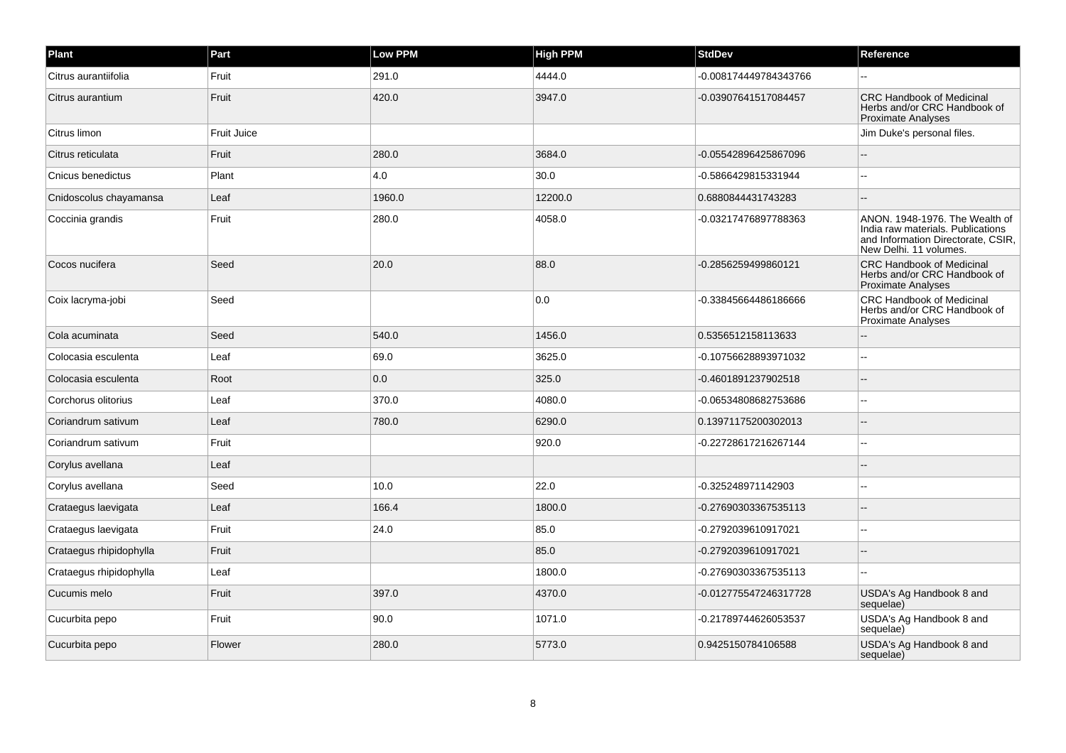| Plant | Part | Low PPM | High PPM | StdDev | Reference |
| --- | --- | --- | --- | --- | --- |
| Citrus aurantiifolia | Fruit | 291.0 | 4444.0 | -0.008174449784343766 | -- |
| Citrus aurantium | Fruit | 420.0 | 3947.0 | -0.03907641517084457 | CRC Handbook of Medicinal Herbs and/or CRC Handbook of Proximate Analyses |
| Citrus limon | Fruit Juice | | | | Jim Duke's personal files. |
| Citrus reticulata | Fruit | 280.0 | 3684.0 | -0.05542896425867096 | -- |
| Cnicus benedictus | Plant | 4.0 | 30.0 | -0.5866429815331944 | -- |
| Cnidoscolus chayamansa | Leaf | 1960.0 | 12200.0 | 0.6880844431743283 | -- |
| Coccinia grandis | Fruit | 280.0 | 4058.0 | -0.03217476897788363 | ANON. 1948-1976. The Wealth of India raw materials. Publications and Information Directorate, CSIR, New Delhi. 11 volumes. |
| Cocos nucifera | Seed | 20.0 | 88.0 | -0.2856259499860121 | CRC Handbook of Medicinal Herbs and/or CRC Handbook of Proximate Analyses |
| Coix lacryma-jobi | Seed | | 0.0 | -0.33845664486186666 | CRC Handbook of Medicinal Herbs and/or CRC Handbook of Proximate Analyses |
| Cola acuminata | Seed | 540.0 | 1456.0 | 0.5356512158113633 | -- |
| Colocasia esculenta | Leaf | 69.0 | 3625.0 | -0.10756628893971032 | -- |
| Colocasia esculenta | Root | 0.0 | 325.0 | -0.4601891237902518 | -- |
| Corchorus olitorius | Leaf | 370.0 | 4080.0 | -0.06534808682753686 | -- |
| Coriandrum sativum | Leaf | 780.0 | 6290.0 | 0.13971175200302013 | -- |
| Coriandrum sativum | Fruit | | 920.0 | -0.22728617216267144 | -- |
| Corylus avellana | Leaf | | | | -- |
| Corylus avellana | Seed | 10.0 | 22.0 | -0.325248971142903 | -- |
| Crataegus laevigata | Leaf | 166.4 | 1800.0 | -0.27690303367535113 | -- |
| Crataegus laevigata | Fruit | 24.0 | 85.0 | -0.2792039610917021 | -- |
| Crataegus rhipidophylla | Fruit | | 85.0 | -0.2792039610917021 | -- |
| Crataegus rhipidophylla | Leaf | | 1800.0 | -0.27690303367535113 | -- |
| Cucumis melo | Fruit | 397.0 | 4370.0 | -0.012775547246317728 | USDA's Ag Handbook 8 and sequelae) |
| Cucurbita pepo | Fruit | 90.0 | 1071.0 | -0.21789744626053537 | USDA's Ag Handbook 8 and sequelae) |
| Cucurbita pepo | Flower | 280.0 | 5773.0 | 0.9425150784106588 | USDA's Ag Handbook 8 and sequelae) |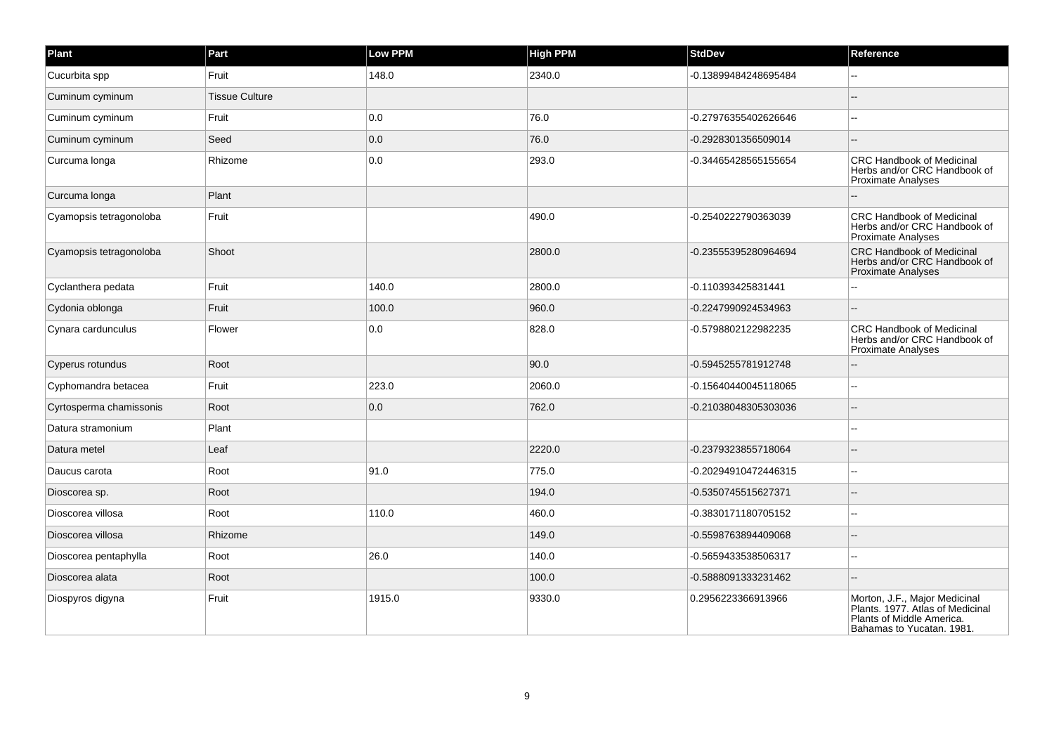| Plant | Part | Low PPM | High PPM | StdDev | Reference |
| --- | --- | --- | --- | --- | --- |
| Cucurbita spp | Fruit | 148.0 | 2340.0 | -0.13899484248695484 | -- |
| Cuminum cyminum | Tissue Culture | | | | -- |
| Cuminum cyminum | Fruit | 0.0 | 76.0 | -0.27976355402626646 | -- |
| Cuminum cyminum | Seed | 0.0 | 76.0 | -0.2928301356509014 | -- |
| Curcuma longa | Rhizome | 0.0 | 293.0 | -0.34465428565155654 | CRC Handbook of Medicinal Herbs and/or CRC Handbook of Proximate Analyses |
| Curcuma longa | Plant | | | | -- |
| Cyamopsis tetragonoloba | Fruit | | 490.0 | -0.2540222790363039 | CRC Handbook of Medicinal Herbs and/or CRC Handbook of Proximate Analyses |
| Cyamopsis tetragonoloba | Shoot | | 2800.0 | -0.23555395280964694 | CRC Handbook of Medicinal Herbs and/or CRC Handbook of Proximate Analyses |
| Cyclanthera pedata | Fruit | 140.0 | 2800.0 | -0.110393425831441 | -- |
| Cydonia oblonga | Fruit | 100.0 | 960.0 | -0.2247990924534963 | -- |
| Cynara cardunculus | Flower | 0.0 | 828.0 | -0.5798802122982235 | CRC Handbook of Medicinal Herbs and/or CRC Handbook of Proximate Analyses |
| Cyperus rotundus | Root | | 90.0 | -0.5945255781912748 | -- |
| Cyphomandra betacea | Fruit | 223.0 | 2060.0 | -0.15640440045118065 | -- |
| Cyrtosperma chamissonis | Root | 0.0 | 762.0 | -0.21038048305303036 | -- |
| Datura stramonium | Plant | | | | -- |
| Datura metel | Leaf | | 2220.0 | -0.2379323855718064 | -- |
| Daucus carota | Root | 91.0 | 775.0 | -0.20294910472446315 | -- |
| Dioscorea sp. | Root | | 194.0 | -0.5350745515627371 | -- |
| Dioscorea villosa | Root | 110.0 | 460.0 | -0.3830171180705152 | -- |
| Dioscorea villosa | Rhizome | | 149.0 | -0.5598763894409068 | -- |
| Dioscorea pentaphylla | Root | 26.0 | 140.0 | -0.5659433538506317 | -- |
| Dioscorea alata | Root | | 100.0 | -0.5888091333231462 | -- |
| Diospyros digyna | Fruit | 1915.0 | 9330.0 | 0.2956223366913966 | Morton, J.F., Major Medicinal Plants. 1977. Atlas of Medicinal Plants of Middle America. Bahamas to Yucatan. 1981. |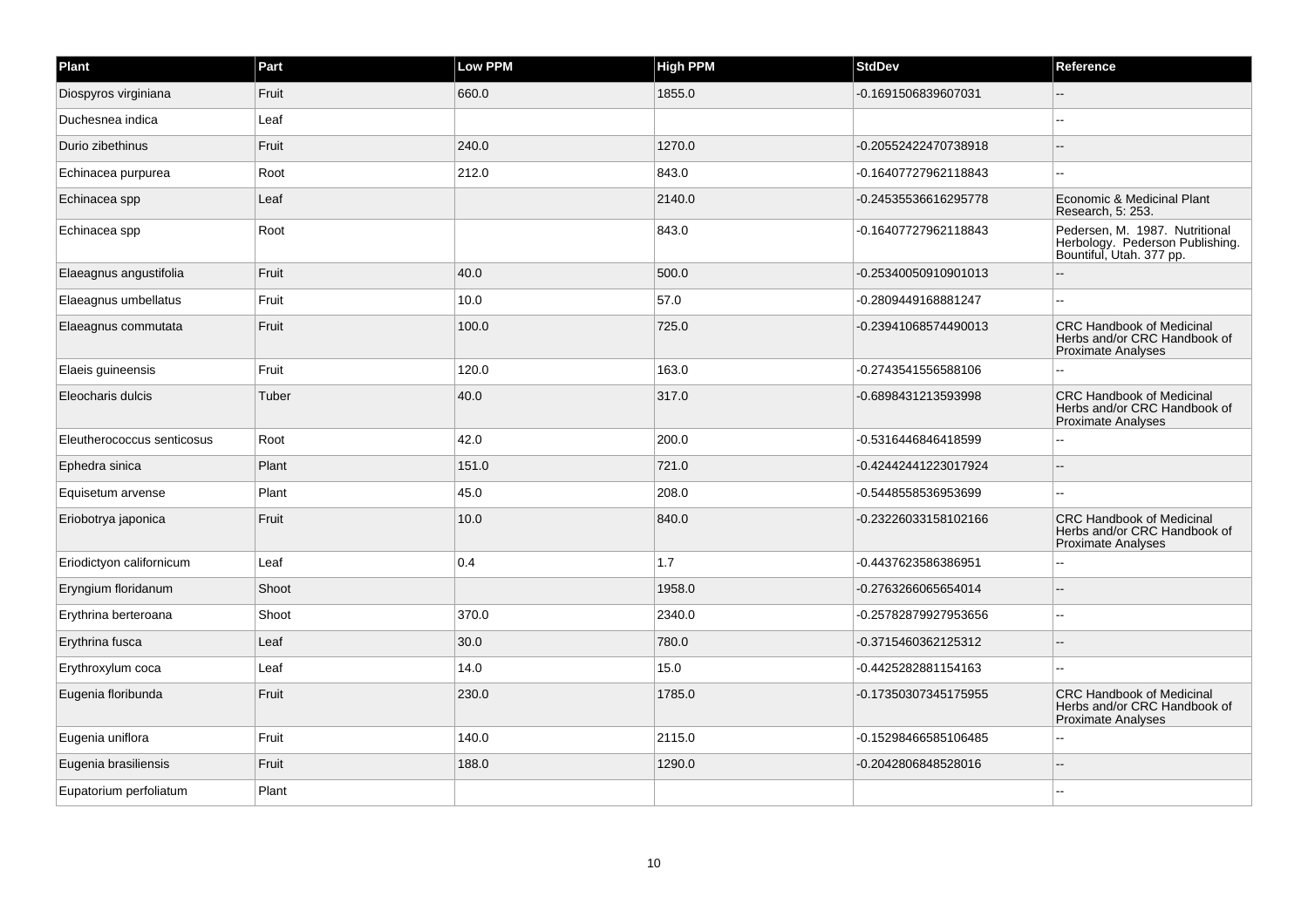| Plant | Part | Low PPM | High PPM | StdDev | Reference |
| --- | --- | --- | --- | --- | --- |
| Diospyros virginiana | Fruit | 660.0 | 1855.0 | -0.1691506839607031 | -- |
| Duchesnea indica | Leaf | | | | -- |
| Durio zibethinus | Fruit | 240.0 | 1270.0 | -0.20552422470738918 | -- |
| Echinacea purpurea | Root | 212.0 | 843.0 | -0.16407727962118843 | -- |
| Echinacea spp | Leaf | | 2140.0 | -0.24535536616295778 | Economic & Medicinal Plant Research, 5: 253. |
| Echinacea spp | Root | | 843.0 | -0.16407727962118843 | Pedersen, M. 1987. Nutritional Herbology. Pederson Publishing. Bountiful, Utah. 377 pp. |
| Elaeagnus angustifolia | Fruit | 40.0 | 500.0 | -0.25340050910901013 | -- |
| Elaeagnus umbellatus | Fruit | 10.0 | 57.0 | -0.2809449168881247 | -- |
| Elaeagnus commutata | Fruit | 100.0 | 725.0 | -0.23941068574490013 | CRC Handbook of Medicinal Herbs and/or CRC Handbook of Proximate Analyses |
| Elaeis guineensis | Fruit | 120.0 | 163.0 | -0.2743541556588106 | -- |
| Eleocharis dulcis | Tuber | 40.0 | 317.0 | -0.6898431213593998 | CRC Handbook of Medicinal Herbs and/or CRC Handbook of Proximate Analyses |
| Eleutherococcus senticosus | Root | 42.0 | 200.0 | -0.5316446846418599 | -- |
| Ephedra sinica | Plant | 151.0 | 721.0 | -0.42442441223017924 | -- |
| Equisetum arvense | Plant | 45.0 | 208.0 | -0.5448558536953699 | -- |
| Eriobotrya japonica | Fruit | 10.0 | 840.0 | -0.23226033158102166 | CRC Handbook of Medicinal Herbs and/or CRC Handbook of Proximate Analyses |
| Eriodictyon californicum | Leaf | 0.4 | 1.7 | -0.4437623586386951 | -- |
| Eryngium floridanum | Shoot | | 1958.0 | -0.2763266065654014 | -- |
| Erythrina berteroana | Shoot | 370.0 | 2340.0 | -0.25782879927953656 | -- |
| Erythrina fusca | Leaf | 30.0 | 780.0 | -0.3715460362125312 | -- |
| Erythroxylum coca | Leaf | 14.0 | 15.0 | -0.4425282881154163 | -- |
| Eugenia floribunda | Fruit | 230.0 | 1785.0 | -0.17350307345175955 | CRC Handbook of Medicinal Herbs and/or CRC Handbook of Proximate Analyses |
| Eugenia uniflora | Fruit | 140.0 | 2115.0 | -0.15298466585106485 | -- |
| Eugenia brasiliensis | Fruit | 188.0 | 1290.0 | -0.2042806848528016 | -- |
| Eupatorium perfoliatum | Plant | | | | -- |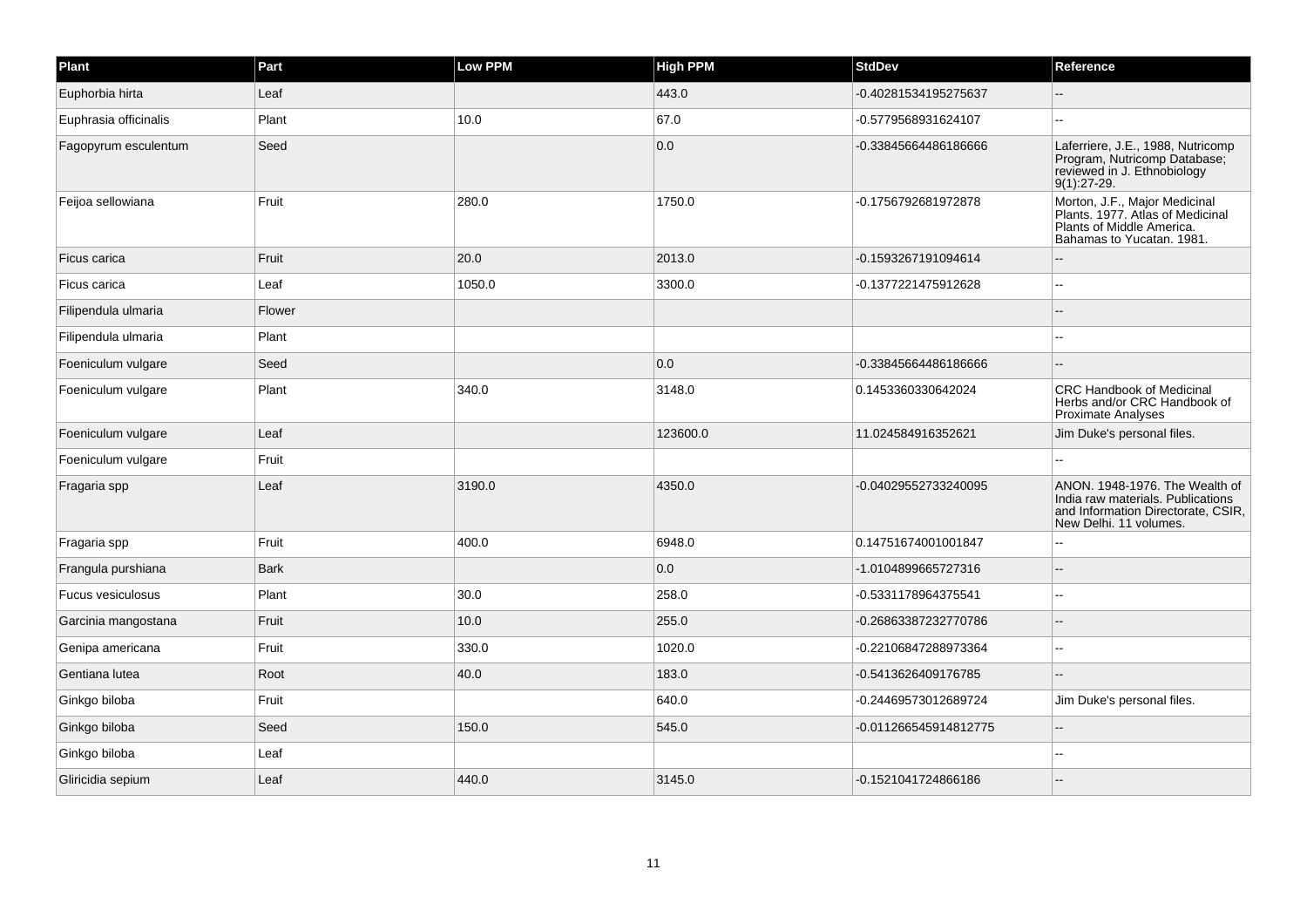| Plant | Part | Low PPM | High PPM | StdDev | Reference |
| --- | --- | --- | --- | --- | --- |
| Euphorbia hirta | Leaf | | 443.0 | -0.40281534195275637 | -- |
| Euphrasia officinalis | Plant | 10.0 | 67.0 | -0.5779568931624107 | -- |
| Fagopyrum esculentum | Seed | | 0.0 | -0.33845664486186666 | Laferriere, J.E., 1988, Nutricomp Program, Nutricomp Database; reviewed in J. Ethnobiology 9(1):27-29. |
| Feijoa sellowiana | Fruit | 280.0 | 1750.0 | -0.1756792681972878 | Morton, J.F., Major Medicinal Plants. 1977. Atlas of Medicinal Plants of Middle America. Bahamas to Yucatan. 1981. |
| Ficus carica | Fruit | 20.0 | 2013.0 | -0.1593267191094614 | -- |
| Ficus carica | Leaf | 1050.0 | 3300.0 | -0.1377221475912628 | -- |
| Filipendula ulmaria | Flower | | | | -- |
| Filipendula ulmaria | Plant | | | | -- |
| Foeniculum vulgare | Seed | | 0.0 | -0.33845664486186666 | -- |
| Foeniculum vulgare | Plant | 340.0 | 3148.0 | 0.1453360330642024 | CRC Handbook of Medicinal Herbs and/or CRC Handbook of Proximate Analyses |
| Foeniculum vulgare | Leaf | | 123600.0 | 11.024584916352621 | Jim Duke's personal files. |
| Foeniculum vulgare | Fruit | | | | -- |
| Fragaria spp | Leaf | 3190.0 | 4350.0 | -0.04029552733240095 | ANON. 1948-1976. The Wealth of India raw materials. Publications and Information Directorate, CSIR, New Delhi. 11 volumes. |
| Fragaria spp | Fruit | 400.0 | 6948.0 | 0.14751674001001847 | -- |
| Frangula purshiana | Bark | | 0.0 | -1.0104899665727316 | -- |
| Fucus vesiculosus | Plant | 30.0 | 258.0 | -0.5331178964375541 | -- |
| Garcinia mangostana | Fruit | 10.0 | 255.0 | -0.26863387232770786 | -- |
| Genipa americana | Fruit | 330.0 | 1020.0 | -0.22106847288973364 | -- |
| Gentiana lutea | Root | 40.0 | 183.0 | -0.5413626409176785 | -- |
| Ginkgo biloba | Fruit | | 640.0 | -0.24469573012689724 | Jim Duke's personal files. |
| Ginkgo biloba | Seed | 150.0 | 545.0 | -0.011266545914812775 | -- |
| Ginkgo biloba | Leaf | | | | -- |
| Gliricidia sepium | Leaf | 440.0 | 3145.0 | -0.1521041724866186 | -- |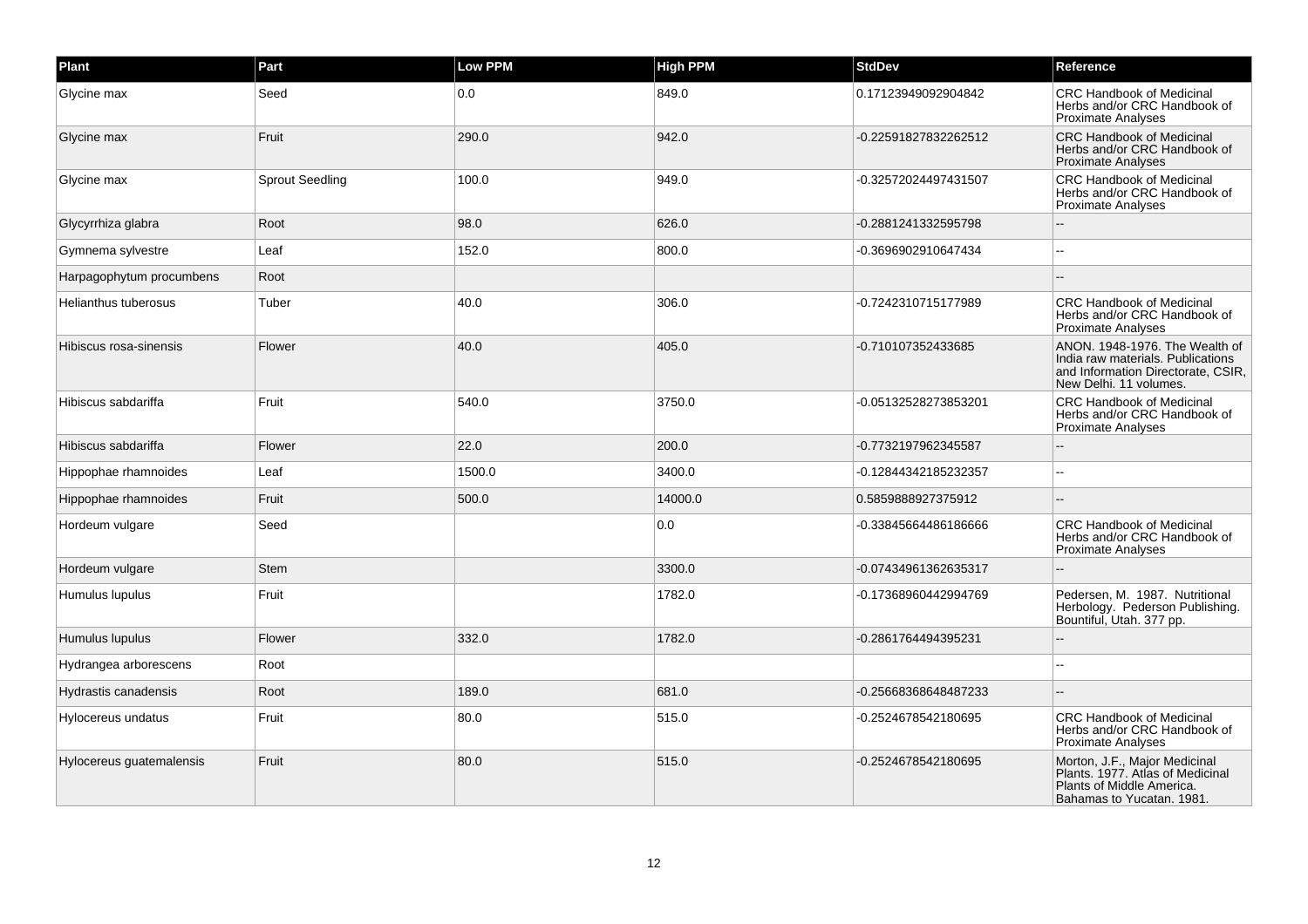| Plant | Part | Low PPM | High PPM | StdDev | Reference |
|---|---|---|---|---|---|
| Glycine max | Seed | 0.0 | 849.0 | 0.17123949092904842 | CRC Handbook of Medicinal Herbs and/or CRC Handbook of Proximate Analyses |
| Glycine max | Fruit | 290.0 | 942.0 | -0.22591827832262512 | CRC Handbook of Medicinal Herbs and/or CRC Handbook of Proximate Analyses |
| Glycine max | Sprout Seedling | 100.0 | 949.0 | -0.32572024497431507 | CRC Handbook of Medicinal Herbs and/or CRC Handbook of Proximate Analyses |
| Glycyrrhiza glabra | Root | 98.0 | 626.0 | -0.2881241332595798 | -- |
| Gymnema sylvestre | Leaf | 152.0 | 800.0 | -0.3696902910647434 | -- |
| Harpagophytum procumbens | Root | | | | -- |
| Helianthus tuberosus | Tuber | 40.0 | 306.0 | -0.7242310715177989 | CRC Handbook of Medicinal Herbs and/or CRC Handbook of Proximate Analyses |
| Hibiscus rosa-sinensis | Flower | 40.0 | 405.0 | -0.710107352433685 | ANON. 1948-1976. The Wealth of India raw materials. Publications and Information Directorate, CSIR, New Delhi. 11 volumes. |
| Hibiscus sabdariffa | Fruit | 540.0 | 3750.0 | -0.05132528273853201 | CRC Handbook of Medicinal Herbs and/or CRC Handbook of Proximate Analyses |
| Hibiscus sabdariffa | Flower | 22.0 | 200.0 | -0.7732197962345587 | -- |
| Hippophae rhamnoides | Leaf | 1500.0 | 3400.0 | -0.12844342185232357 | -- |
| Hippophae rhamnoides | Fruit | 500.0 | 14000.0 | 0.5859888927375912 | -- |
| Hordeum vulgare | Seed | | 0.0 | -0.33845664486186666 | CRC Handbook of Medicinal Herbs and/or CRC Handbook of Proximate Analyses |
| Hordeum vulgare | Stem | | 3300.0 | -0.07434961362635317 | -- |
| Humulus lupulus | Fruit | | 1782.0 | -0.17368960442994769 | Pedersen, M. 1987. Nutritional Herbology. Pederson Publishing. Bountiful, Utah. 377 pp. |
| Humulus lupulus | Flower | 332.0 | 1782.0 | -0.2861764494395231 | -- |
| Hydrangea arborescens | Root | | | | -- |
| Hydrastis canadensis | Root | 189.0 | 681.0 | -0.25668368648487233 | -- |
| Hylocereus undatus | Fruit | 80.0 | 515.0 | -0.2524678542180695 | CRC Handbook of Medicinal Herbs and/or CRC Handbook of Proximate Analyses |
| Hylocereus guatemalensis | Fruit | 80.0 | 515.0 | -0.2524678542180695 | Morton, J.F., Major Medicinal Plants. 1977. Atlas of Medicinal Plants of Middle America. Bahamas to Yucatan. 1981. |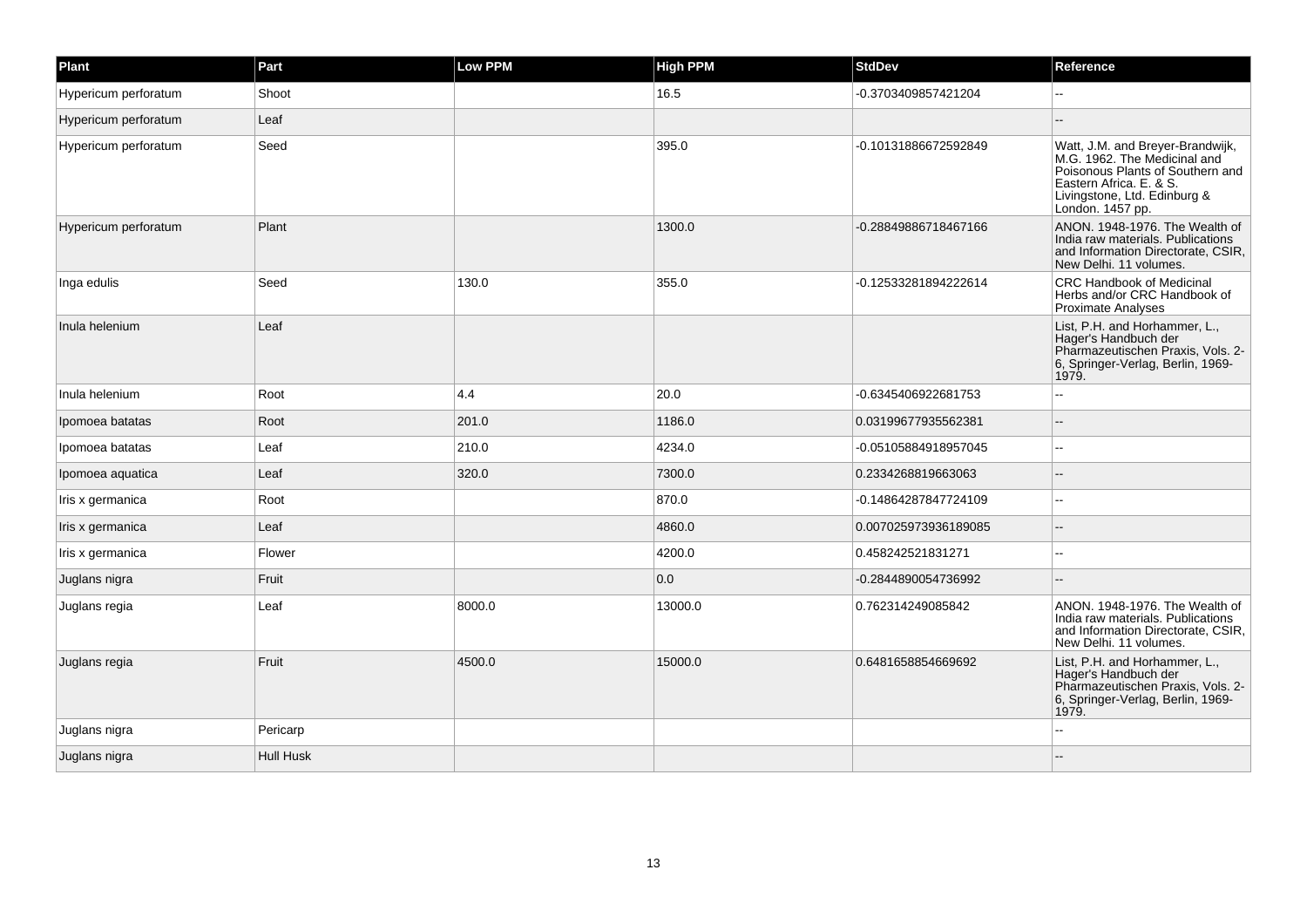| Plant | Part | Low PPM | High PPM | StdDev | Reference |
|---|---|---|---|---|---|
| Hypericum perforatum | Shoot | | 16.5 | -0.3703409857421204 | -- |
| Hypericum perforatum | Leaf | | | | -- |
| Hypericum perforatum | Seed | | 395.0 | -0.10131886672592849 | Watt, J.M. and Breyer-Brandwijk, M.G. 1962. The Medicinal and Poisonous Plants of Southern and Eastern Africa. E. & S. Livingstone, Ltd. Edinburg & London. 1457 pp. |
| Hypericum perforatum | Plant | | 1300.0 | -0.28849886718467166 | ANON. 1948-1976. The Wealth of India raw materials. Publications and Information Directorate, CSIR, New Delhi. 11 volumes. |
| Inga edulis | Seed | 130.0 | 355.0 | -0.12533281894222614 | CRC Handbook of Medicinal Herbs and/or CRC Handbook of Proximate Analyses |
| Inula helenium | Leaf | | | | List, P.H. and Horhammer, L., Hager's Handbuch der Pharmazeutischen Praxis, Vols. 2-6, Springer-Verlag, Berlin, 1969-1979. |
| Inula helenium | Root | 4.4 | 20.0 | -0.6345406922681753 | -- |
| Ipomoea batatas | Root | 201.0 | 1186.0 | 0.03199677935562381 | -- |
| Ipomoea batatas | Leaf | 210.0 | 4234.0 | -0.05105884918957045 | -- |
| Ipomoea aquatica | Leaf | 320.0 | 7300.0 | 0.2334268819663063 | -- |
| Iris x germanica | Root | | 870.0 | -0.14864287847724109 | -- |
| Iris x germanica | Leaf | | 4860.0 | 0.007025973936189085 | -- |
| Iris x germanica | Flower | | 4200.0 | 0.458242521831271 | -- |
| Juglans nigra | Fruit | | 0.0 | -0.2844890054736992 | -- |
| Juglans regia | Leaf | 8000.0 | 13000.0 | 0.762314249085842 | ANON. 1948-1976. The Wealth of India raw materials. Publications and Information Directorate, CSIR, New Delhi. 11 volumes. |
| Juglans regia | Fruit | 4500.0 | 15000.0 | 0.6481658854669692 | List, P.H. and Horhammer, L., Hager's Handbuch der Pharmazeutischen Praxis, Vols. 2-6, Springer-Verlag, Berlin, 1969-1979. |
| Juglans nigra | Pericarp | | | | -- |
| Juglans nigra | Hull Husk | | | | -- |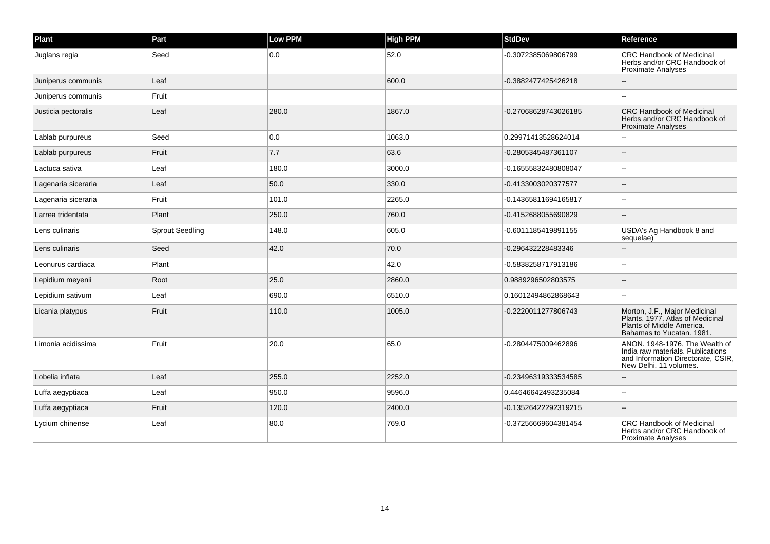| Plant | Part | Low PPM | High PPM | StdDev | Reference |
| --- | --- | --- | --- | --- | --- |
| Juglans regia | Seed | 0.0 | 52.0 | -0.3072385069806799 | CRC Handbook of Medicinal Herbs and/or CRC Handbook of Proximate Analyses |
| Juniperus communis | Leaf | | 600.0 | -0.3882477425426218 | -- |
| Juniperus communis | Fruit | | | | -- |
| Justicia pectoralis | Leaf | 280.0 | 1867.0 | -0.27068628743026185 | CRC Handbook of Medicinal Herbs and/or CRC Handbook of Proximate Analyses |
| Lablab purpureus | Seed | 0.0 | 1063.0 | 0.29971413528624014 | -- |
| Lablab purpureus | Fruit | 7.7 | 63.6 | -0.2805345487361107 | -- |
| Lactuca sativa | Leaf | 180.0 | 3000.0 | -0.16555832480808047 | -- |
| Lagenaria siceraria | Leaf | 50.0 | 330.0 | -0.4133003020377577 | -- |
| Lagenaria siceraria | Fruit | 101.0 | 2265.0 | -0.14365811694165817 | -- |
| Larrea tridentata | Plant | 250.0 | 760.0 | -0.4152688055690829 | -- |
| Lens culinaris | Sprout Seedling | 148.0 | 605.0 | -0.6011185419891155 | USDA's Ag Handbook 8 and sequelae) |
| Lens culinaris | Seed | 42.0 | 70.0 | -0.296432228483346 | -- |
| Leonurus cardiaca | Plant | | 42.0 | -0.5838258717913186 | -- |
| Lepidium meyenii | Root | 25.0 | 2860.0 | 0.9889296502803575 | -- |
| Lepidium sativum | Leaf | 690.0 | 6510.0 | 0.16012494862868643 | -- |
| Licania platypus | Fruit | 110.0 | 1005.0 | -0.2220011277806743 | Morton, J.F., Major Medicinal Plants. 1977. Atlas of Medicinal Plants of Middle America. Bahamas to Yucatan. 1981. |
| Limonia acidissima | Fruit | 20.0 | 65.0 | -0.2804475009462896 | ANON. 1948-1976. The Wealth of India raw materials. Publications and Information Directorate, CSIR, New Delhi. 11 volumes. |
| Lobelia inflata | Leaf | 255.0 | 2252.0 | -0.23496319333534585 | -- |
| Luffa aegyptiaca | Leaf | 950.0 | 9596.0 | 0.44646642493235084 | -- |
| Luffa aegyptiaca | Fruit | 120.0 | 2400.0 | -0.13526422292319215 | -- |
| Lycium chinense | Leaf | 80.0 | 769.0 | -0.37256669604381454 | CRC Handbook of Medicinal Herbs and/or CRC Handbook of Proximate Analyses |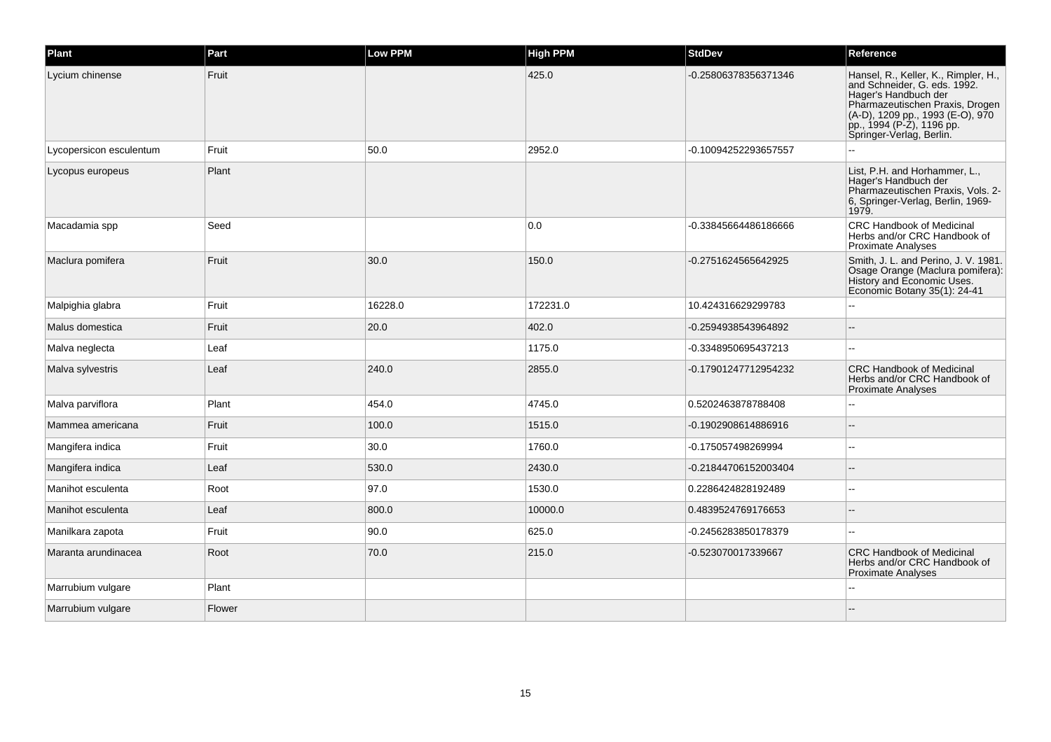| Plant | Part | Low PPM | High PPM | StdDev | Reference |
| --- | --- | --- | --- | --- | --- |
| Lycium chinense | Fruit | | 425.0 | -0.25806378356371346 | Hansel, R., Keller, K., Rimpler, H., and Schneider, G. eds. 1992. Hager's Handbuch der Pharmazeutischen Praxis, Drogen (A-D), 1209 pp., 1993 (E-O), 970 pp., 1994 (P-Z), 1196 pp. Springer-Verlag, Berlin. |
| Lycopersicon esculentum | Fruit | 50.0 | 2952.0 | -0.10094252293657557 | -- |
| Lycopus europeus | Plant | | | | List, P.H. and Horhammer, L., Hager's Handbuch der Pharmazeutischen Praxis, Vols. 2-6, Springer-Verlag, Berlin, 1969-1979. |
| Macadamia spp | Seed | | 0.0 | -0.33845664486186666 | CRC Handbook of Medicinal Herbs and/or CRC Handbook of Proximate Analyses |
| Maclura pomifera | Fruit | 30.0 | 150.0 | -0.2751624565642925 | Smith, J. L. and Perino, J. V. 1981. Osage Orange (Maclura pomifera): History and Economic Uses. Economic Botany 35(1): 24-41 |
| Malpighia glabra | Fruit | 16228.0 | 172231.0 | 10.424316629299783 | -- |
| Malus domestica | Fruit | 20.0 | 402.0 | -0.2594938543964892 | -- |
| Malva neglecta | Leaf | | 1175.0 | -0.3348950695437213 | -- |
| Malva sylvestris | Leaf | 240.0 | 2855.0 | -0.17901247712954232 | CRC Handbook of Medicinal Herbs and/or CRC Handbook of Proximate Analyses |
| Malva parviflora | Plant | 454.0 | 4745.0 | 0.5202463878788408 | -- |
| Mammea americana | Fruit | 100.0 | 1515.0 | -0.1902908614886916 | -- |
| Mangifera indica | Fruit | 30.0 | 1760.0 | -0.175057498269994 | -- |
| Mangifera indica | Leaf | 530.0 | 2430.0 | -0.21844706152003404 | -- |
| Manihot esculenta | Root | 97.0 | 1530.0 | 0.2286424828192489 | -- |
| Manihot esculenta | Leaf | 800.0 | 10000.0 | 0.4839524769176653 | -- |
| Manilkara zapota | Fruit | 90.0 | 625.0 | -0.2456283850178379 | -- |
| Maranta arundinacea | Root | 70.0 | 215.0 | -0.523070017339667 | CRC Handbook of Medicinal Herbs and/or CRC Handbook of Proximate Analyses |
| Marrubium vulgare | Plant | | | | -- |
| Marrubium vulgare | Flower | | | | -- |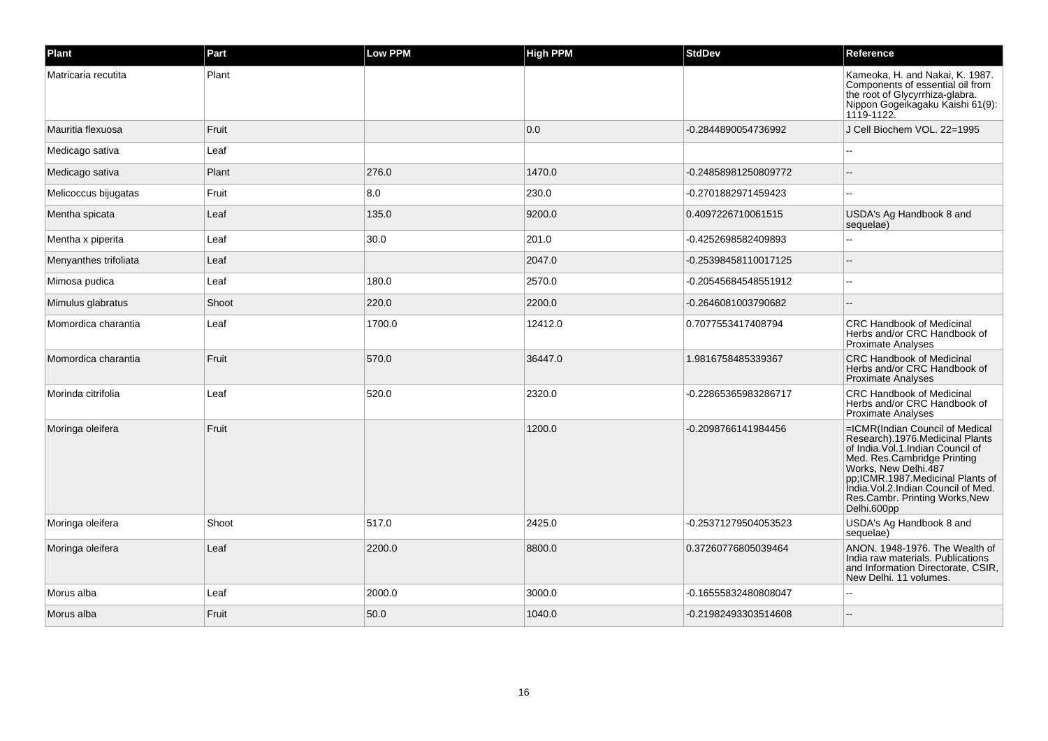| Plant | Part | Low PPM | High PPM | StdDev | Reference |
|---|---|---|---|---|---|
| Matricaria recutita | Plant | | | | Kameoka, H. and Nakai, K. 1987. Components of essential oil from the root of Glycyrrhiza-glabra. Nippon Gogeikagaku Kaishi 61(9): 1119-1122. |
| Mauritia flexuosa | Fruit | | 0.0 | -0.2844890054736992 | J Cell Biochem VOL. 22=1995 |
| Medicago sativa | Leaf | | | | -- |
| Medicago sativa | Plant | 276.0 | 1470.0 | -0.24858981250809772 | -- |
| Melicoccus bijugatas | Fruit | 8.0 | 230.0 | -0.2701882971459423 | -- |
| Mentha spicata | Leaf | 135.0 | 9200.0 | 0.4097226710061515 | USDA's Ag Handbook 8 and sequelae) |
| Mentha x piperita | Leaf | 30.0 | 201.0 | -0.4252698582409893 | -- |
| Menyanthes trifoliata | Leaf | | 2047.0 | -0.25398458110017125 | -- |
| Mimosa pudica | Leaf | 180.0 | 2570.0 | -0.20545684548551912 | -- |
| Mimulus glabratus | Shoot | 220.0 | 2200.0 | -0.2646081003790682 | -- |
| Momordica charantia | Leaf | 1700.0 | 12412.0 | 0.7077553417408794 | CRC Handbook of Medicinal Herbs and/or CRC Handbook of Proximate Analyses |
| Momordica charantia | Fruit | 570.0 | 36447.0 | 1.9816758485339367 | CRC Handbook of Medicinal Herbs and/or CRC Handbook of Proximate Analyses |
| Morinda citrifolia | Leaf | 520.0 | 2320.0 | -0.22865365983286717 | CRC Handbook of Medicinal Herbs and/or CRC Handbook of Proximate Analyses |
| Moringa oleifera | Fruit | | 1200.0 | -0.2098766141984456 | =ICMR(Indian Council of Medical Research).1976.Medicinal Plants of India.Vol.1.Indian Council of Med. Res.Cambridge Printing Works, New Delhi.487 pp;ICMR.1987.Medicinal Plants of India.Vol.2.Indian Council of Med. Res.Cambr. Printing Works,New Delhi.600pp |
| Moringa oleifera | Shoot | 517.0 | 2425.0 | -0.25371279504053523 | USDA's Ag Handbook 8 and sequelae) |
| Moringa oleifera | Leaf | 2200.0 | 8800.0 | 0.37260776805039464 | ANON. 1948-1976. The Wealth of India raw materials. Publications and Information Directorate, CSIR, New Delhi. 11 volumes. |
| Morus alba | Leaf | 2000.0 | 3000.0 | -0.16555832480808047 | -- |
| Morus alba | Fruit | 50.0 | 1040.0 | -0.21982493303514608 | -- |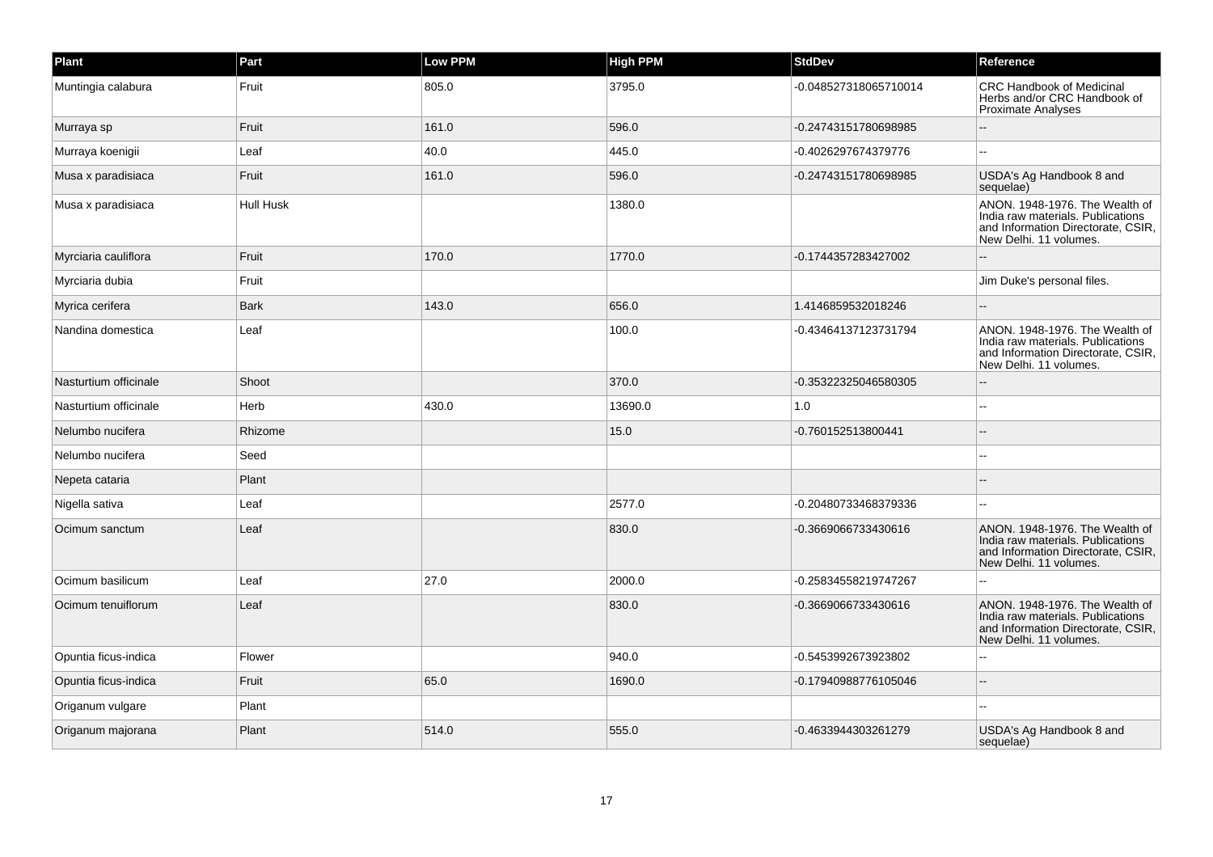| Plant | Part | Low PPM | High PPM | StdDev | Reference |
| --- | --- | --- | --- | --- | --- |
| Muntingia calabura | Fruit | 805.0 | 3795.0 | -0.048527318065710014 | CRC Handbook of Medicinal Herbs and/or CRC Handbook of Proximate Analyses |
| Murraya sp | Fruit | 161.0 | 596.0 | -0.24743151780698985 | -- |
| Murraya koenigii | Leaf | 40.0 | 445.0 | -0.4026297674379776 | -- |
| Musa x paradisiaca | Fruit | 161.0 | 596.0 | -0.24743151780698985 | USDA's Ag Handbook 8 and sequelae) |
| Musa x paradisiaca | Hull Husk | | 1380.0 | | ANON. 1948-1976. The Wealth of India raw materials. Publications and Information Directorate, CSIR, New Delhi. 11 volumes. |
| Myrciaria cauliflora | Fruit | 170.0 | 1770.0 | -0.1744357283427002 | -- |
| Myrciaria dubia | Fruit | | | | Jim Duke's personal files. |
| Myrica cerifera | Bark | 143.0 | 656.0 | 1.4146859532018246 | -- |
| Nandina domestica | Leaf | | 100.0 | -0.43464137123731794 | ANON. 1948-1976. The Wealth of India raw materials. Publications and Information Directorate, CSIR, New Delhi. 11 volumes. |
| Nasturtium officinale | Shoot | | 370.0 | -0.35322325046580305 | -- |
| Nasturtium officinale | Herb | 430.0 | 13690.0 | 1.0 | -- |
| Nelumbo nucifera | Rhizome | | 15.0 | -0.760152513800441 | -- |
| Nelumbo nucifera | Seed | | | | -- |
| Nepeta cataria | Plant | | | | -- |
| Nigella sativa | Leaf | | 2577.0 | -0.20480733468379336 | -- |
| Ocimum sanctum | Leaf | | 830.0 | -0.3669066733430616 | ANON. 1948-1976. The Wealth of India raw materials. Publications and Information Directorate, CSIR, New Delhi. 11 volumes. |
| Ocimum basilicum | Leaf | 27.0 | 2000.0 | -0.25834558219747267 | -- |
| Ocimum tenuiflorum | Leaf | | 830.0 | -0.3669066733430616 | ANON. 1948-1976. The Wealth of India raw materials. Publications and Information Directorate, CSIR, New Delhi. 11 volumes. |
| Opuntia ficus-indica | Flower | | 940.0 | -0.5453992673923802 | -- |
| Opuntia ficus-indica | Fruit | 65.0 | 1690.0 | -0.17940988776105046 | -- |
| Origanum vulgare | Plant | | | | -- |
| Origanum majorana | Plant | 514.0 | 555.0 | -0.4633944303261279 | USDA's Ag Handbook 8 and sequelae) |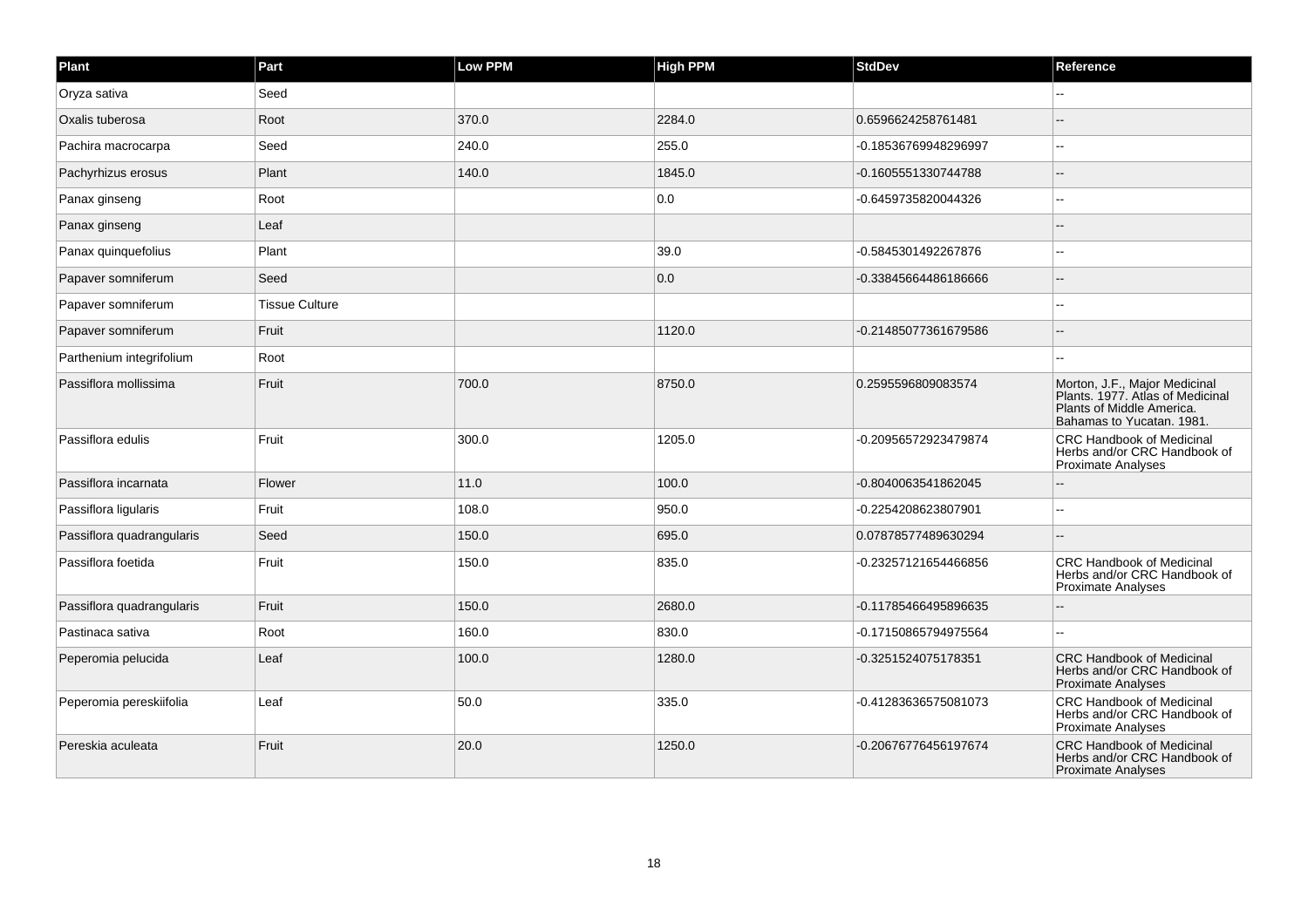| Plant | Part | Low PPM | High PPM | StdDev | Reference |
| --- | --- | --- | --- | --- | --- |
| Oryza sativa | Seed | | | | -- |
| Oxalis tuberosa | Root | 370.0 | 2284.0 | 0.6596624258761481 | -- |
| Pachira macrocarpa | Seed | 240.0 | 255.0 | -0.18536769948296997 | -- |
| Pachyrhizus erosus | Plant | 140.0 | 1845.0 | -0.1605551330744788 | -- |
| Panax ginseng | Root | | 0.0 | -0.6459735820044326 | -- |
| Panax ginseng | Leaf | | | | -- |
| Panax quinquefolius | Plant | | 39.0 | -0.5845301492267876 | -- |
| Papaver somniferum | Seed | | 0.0 | -0.33845664486186666 | -- |
| Papaver somniferum | Tissue Culture | | | | -- |
| Papaver somniferum | Fruit | | 1120.0 | -0.21485077361679586 | -- |
| Parthenium integrifolium | Root | | | | -- |
| Passiflora mollissima | Fruit | 700.0 | 8750.0 | 0.2595596809083574 | Morton, J.F., Major Medicinal Plants. 1977. Atlas of Medicinal Plants of Middle America. Bahamas to Yucatan. 1981. |
| Passiflora edulis | Fruit | 300.0 | 1205.0 | -0.20956572923479874 | CRC Handbook of Medicinal Herbs and/or CRC Handbook of Proximate Analyses |
| Passiflora incarnata | Flower | 11.0 | 100.0 | -0.8040063541862045 | -- |
| Passiflora ligularis | Fruit | 108.0 | 950.0 | -0.2254208623807901 | -- |
| Passiflora quadrangularis | Seed | 150.0 | 695.0 | 0.07878577489630294 | -- |
| Passiflora foetida | Fruit | 150.0 | 835.0 | -0.23257121654466856 | CRC Handbook of Medicinal Herbs and/or CRC Handbook of Proximate Analyses |
| Passiflora quadrangularis | Fruit | 150.0 | 2680.0 | -0.11785466495896635 | -- |
| Pastinaca sativa | Root | 160.0 | 830.0 | -0.17150865794975564 | -- |
| Peperomia pelucida | Leaf | 100.0 | 1280.0 | -0.3251524075178351 | CRC Handbook of Medicinal Herbs and/or CRC Handbook of Proximate Analyses |
| Peperomia pereskiifolia | Leaf | 50.0 | 335.0 | -0.41283636575081073 | CRC Handbook of Medicinal Herbs and/or CRC Handbook of Proximate Analyses |
| Pereskia aculeata | Fruit | 20.0 | 1250.0 | -0.20676776456197674 | CRC Handbook of Medicinal Herbs and/or CRC Handbook of Proximate Analyses |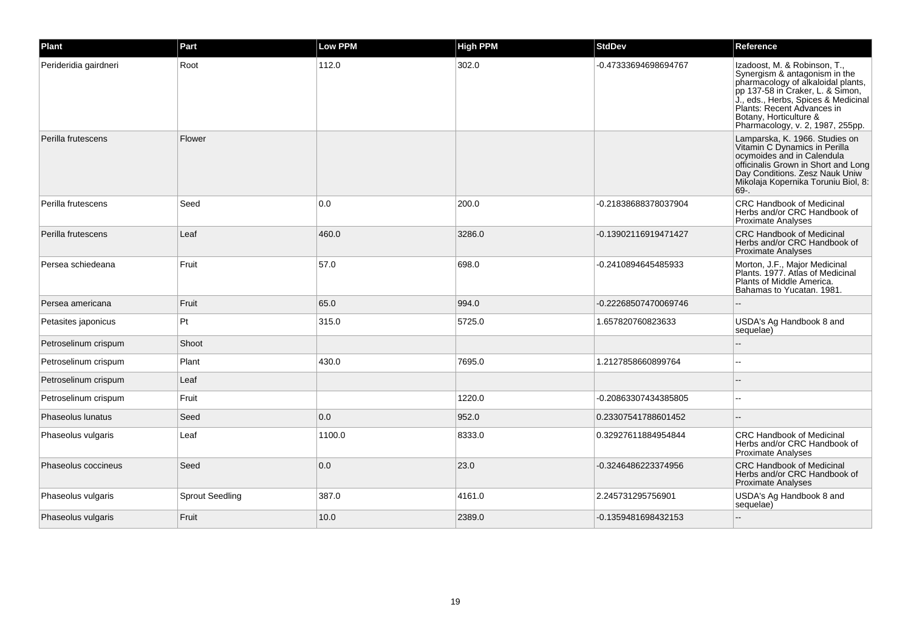| Plant | Part | Low PPM | High PPM | StdDev | Reference |
| --- | --- | --- | --- | --- | --- |
| Perideridia gairdneri | Root | 112.0 | 302.0 | -0.47333694698694767 | Izadoost, M. & Robinson, T., Synergism & antagonism in the pharmacology of alkaloidal plants, pp 137-58 in Craker, L. & Simon, J., eds., Herbs, Spices & Medicinal Plants: Recent Advances in Botany, Horticulture & Pharmacology, v. 2, 1987, 255pp. |
| Perilla frutescens | Flower | | | | Lamparska, K. 1966. Studies on Vitamin C Dynamics in Perilla ocymoides and in Calendula officinalis Grown in Short and Long Day Conditions. Zesz Nauk Uniw Mikolaja Kopernika Toruniu Biol, 8: 69-. |
| Perilla frutescens | Seed | 0.0 | 200.0 | -0.21838688378037904 | CRC Handbook of Medicinal Herbs and/or CRC Handbook of Proximate Analyses |
| Perilla frutescens | Leaf | 460.0 | 3286.0 | -0.13902116919471427 | CRC Handbook of Medicinal Herbs and/or CRC Handbook of Proximate Analyses |
| Persea schiedeana | Fruit | 57.0 | 698.0 | -0.2410894645485933 | Morton, J.F., Major Medicinal Plants. 1977. Atlas of Medicinal Plants of Middle America. Bahamas to Yucatan. 1981. |
| Persea americana | Fruit | 65.0 | 994.0 | -0.22268507470069746 | -- |
| Petasites japonicus | Pt | 315.0 | 5725.0 | 1.657820760823633 | USDA's Ag Handbook 8 and sequelae) |
| Petroselinum crispum | Shoot | | | | -- |
| Petroselinum crispum | Plant | 430.0 | 7695.0 | 1.2127858660899764 | -- |
| Petroselinum crispum | Leaf | | | | -- |
| Petroselinum crispum | Fruit | | 1220.0 | -0.20863307434385805 | -- |
| Phaseolus lunatus | Seed | 0.0 | 952.0 | 0.23307541788601452 | -- |
| Phaseolus vulgaris | Leaf | 1100.0 | 8333.0 | 0.32927611884954844 | CRC Handbook of Medicinal Herbs and/or CRC Handbook of Proximate Analyses |
| Phaseolus coccineus | Seed | 0.0 | 23.0 | -0.3246486223374956 | CRC Handbook of Medicinal Herbs and/or CRC Handbook of Proximate Analyses |
| Phaseolus vulgaris | Sprout Seedling | 387.0 | 4161.0 | 2.245731295756901 | USDA's Ag Handbook 8 and sequelae) |
| Phaseolus vulgaris | Fruit | 10.0 | 2389.0 | -0.1359481698432153 | -- |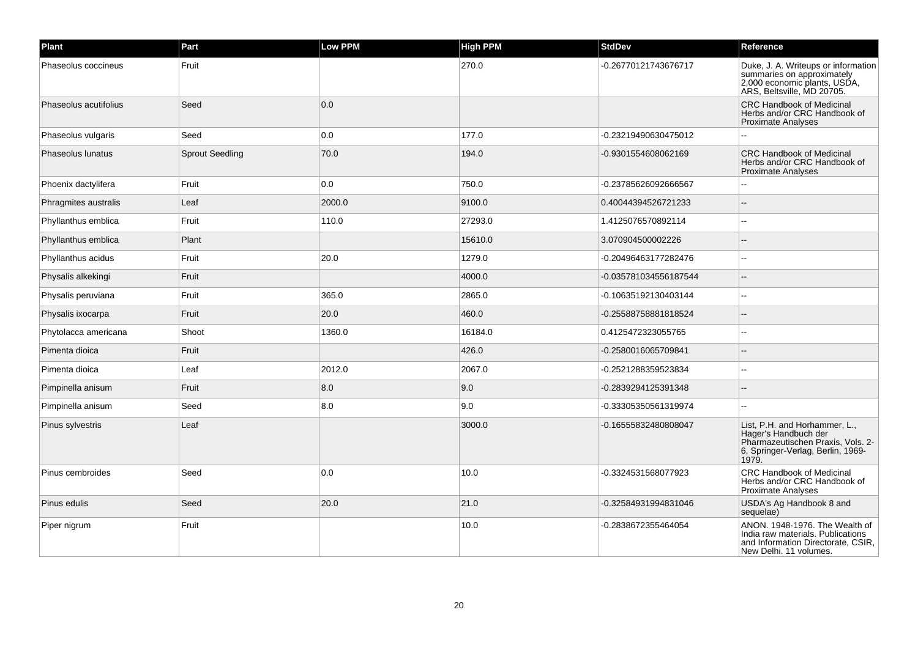| Plant | Part | Low PPM | High PPM | StdDev | Reference |
| --- | --- | --- | --- | --- | --- |
| Phaseolus coccineus | Fruit | | 270.0 | -0.26770121743676717 | Duke, J. A. Writeups or information summaries on approximately 2,000 economic plants, USDA, ARS, Beltsville, MD 20705. |
| Phaseolus acutifolius | Seed | 0.0 | | | CRC Handbook of Medicinal Herbs and/or CRC Handbook of Proximate Analyses |
| Phaseolus vulgaris | Seed | 0.0 | 177.0 | -0.23219490630475012 | -- |
| Phaseolus lunatus | Sprout Seedling | 70.0 | 194.0 | -0.9301554608062169 | CRC Handbook of Medicinal Herbs and/or CRC Handbook of Proximate Analyses |
| Phoenix dactylifera | Fruit | 0.0 | 750.0 | -0.23785626092666567 | -- |
| Phragmites australis | Leaf | 2000.0 | 9100.0 | 0.40044394526721233 | -- |
| Phyllanthus emblica | Fruit | 110.0 | 27293.0 | 1.4125076570892114 | -- |
| Phyllanthus emblica | Plant | | 15610.0 | 3.070904500002226 | -- |
| Phyllanthus acidus | Fruit | 20.0 | 1279.0 | -0.20496463177282476 | -- |
| Physalis alkekingi | Fruit | | 4000.0 | -0.035781034556187544 | -- |
| Physalis peruviana | Fruit | 365.0 | 2865.0 | -0.10635192130403144 | -- |
| Physalis ixocarpa | Fruit | 20.0 | 460.0 | -0.25588758881818524 | -- |
| Phytolacca americana | Shoot | 1360.0 | 16184.0 | 0.4125472323055765 | -- |
| Pimenta dioica | Fruit | | 426.0 | -0.2580016065709841 | -- |
| Pimenta dioica | Leaf | 2012.0 | 2067.0 | -0.2521288359523834 | -- |
| Pimpinella anisum | Fruit | 8.0 | 9.0 | -0.2839294125391348 | -- |
| Pimpinella anisum | Seed | 8.0 | 9.0 | -0.33305350561319974 | -- |
| Pinus sylvestris | Leaf | | 3000.0 | -0.16555832480808047 | List, P.H. and Horhammer, L., Hager's Handbuch der Pharmazeutischen Praxis, Vols. 2-6, Springer-Verlag, Berlin, 1969-1979. |
| Pinus cembroides | Seed | 0.0 | 10.0 | -0.3324531568077923 | CRC Handbook of Medicinal Herbs and/or CRC Handbook of Proximate Analyses |
| Pinus edulis | Seed | 20.0 | 21.0 | -0.32584931994831046 | USDA's Ag Handbook 8 and sequelae) |
| Piper nigrum | Fruit | | 10.0 | -0.2838672355464054 | ANON. 1948-1976. The Wealth of India raw materials. Publications and Information Directorate, CSIR, New Delhi. 11 volumes. |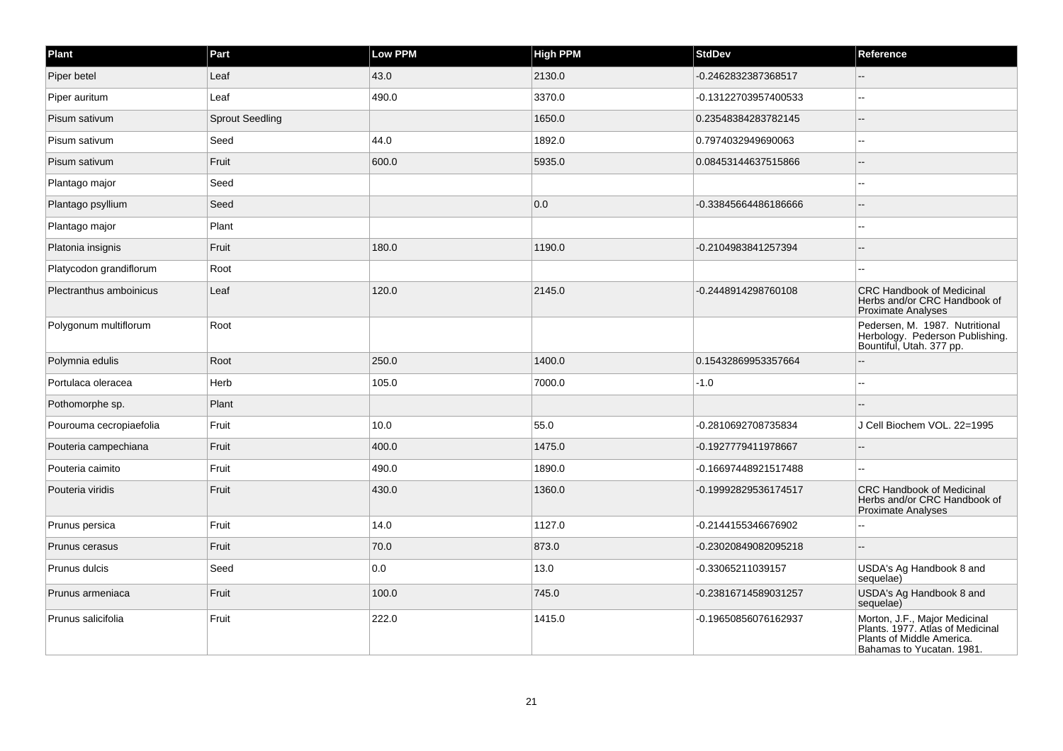| Plant | Part | Low PPM | High PPM | StdDev | Reference |
| --- | --- | --- | --- | --- | --- |
| Piper betel | Leaf | 43.0 | 2130.0 | -0.2462832387368517 | -- |
| Piper auritum | Leaf | 490.0 | 3370.0 | -0.13122703957400533 | -- |
| Pisum sativum | Sprout Seedling | | 1650.0 | 0.23548384283782145 | -- |
| Pisum sativum | Seed | 44.0 | 1892.0 | 0.7974032949690063 | -- |
| Pisum sativum | Fruit | 600.0 | 5935.0 | 0.08453144637515866 | -- |
| Plantago major | Seed | | | | -- |
| Plantago psyllium | Seed | | 0.0 | -0.33845664486186666 | -- |
| Plantago major | Plant | | | | -- |
| Platonia insignis | Fruit | 180.0 | 1190.0 | -0.2104983841257394 | -- |
| Platycodon grandiflorum | Root | | | | -- |
| Plectranthus amboinicus | Leaf | 120.0 | 2145.0 | -0.2448914298760108 | CRC Handbook of Medicinal Herbs and/or CRC Handbook of Proximate Analyses |
| Polygonum multiflorum | Root | | | | Pedersen, M. 1987. Nutritional Herbology. Pederson Publishing. Bountiful, Utah. 377 pp. |
| Polymnia edulis | Root | 250.0 | 1400.0 | 0.15432869953357664 | -- |
| Portulaca oleracea | Herb | 105.0 | 7000.0 | -1.0 | -- |
| Pothomorphe sp. | Plant | | | | -- |
| Pourouma cecropiaefolia | Fruit | 10.0 | 55.0 | -0.2810692708735834 | J Cell Biochem VOL. 22=1995 |
| Pouteria campechiana | Fruit | 400.0 | 1475.0 | -0.1927779411978667 | -- |
| Pouteria caimito | Fruit | 490.0 | 1890.0 | -0.16697448921517488 | -- |
| Pouteria viridis | Fruit | 430.0 | 1360.0 | -0.19992829536174517 | CRC Handbook of Medicinal Herbs and/or CRC Handbook of Proximate Analyses |
| Prunus persica | Fruit | 14.0 | 1127.0 | -0.2144155346676902 | -- |
| Prunus cerasus | Fruit | 70.0 | 873.0 | -0.23020849082095218 | -- |
| Prunus dulcis | Seed | 0.0 | 13.0 | -0.33065211039157 | USDA's Ag Handbook 8 and sequelae) |
| Prunus armeniaca | Fruit | 100.0 | 745.0 | -0.23816714589031257 | USDA's Ag Handbook 8 and sequelae) |
| Prunus salicifolia | Fruit | 222.0 | 1415.0 | -0.19650856076162937 | Morton, J.F., Major Medicinal Plants. 1977. Atlas of Medicinal Plants of Middle America. Bahamas to Yucatan. 1981. |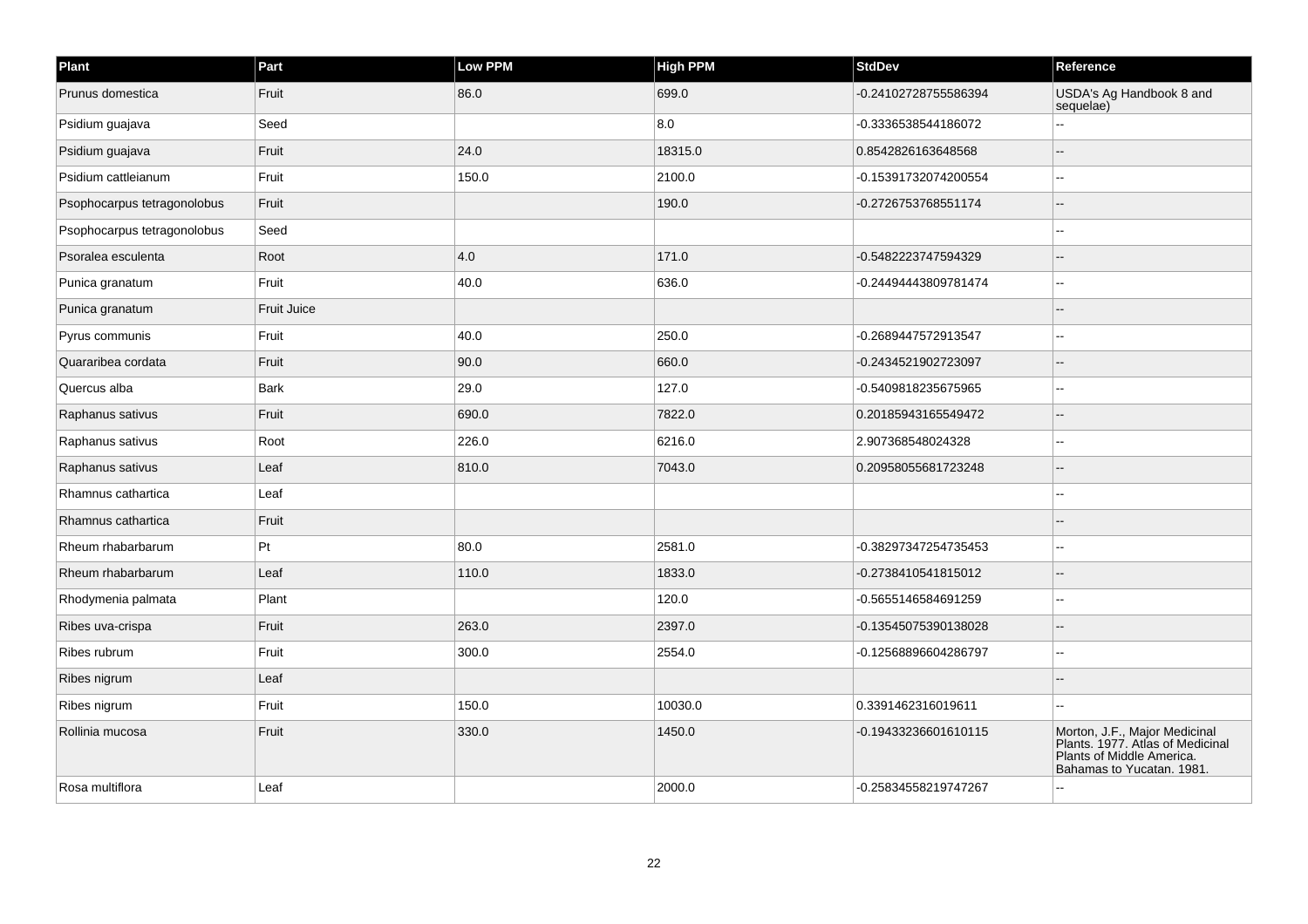| Plant | Part | Low PPM | High PPM | StdDev | Reference |
| --- | --- | --- | --- | --- | --- |
| Prunus domestica | Fruit | 86.0 | 699.0 | -0.24102728755586394 | USDA's Ag Handbook 8 and sequelae) |
| Psidium guajava | Seed |  | 8.0 | -0.3336538544186072 | -- |
| Psidium guajava | Fruit | 24.0 | 18315.0 | 0.8542826163648568 | -- |
| Psidium cattleianum | Fruit | 150.0 | 2100.0 | -0.15391732074200554 | -- |
| Psophocarpus tetragonolobus | Fruit |  | 190.0 | -0.2726753768551174 | -- |
| Psophocarpus tetragonolobus | Seed |  |  |  | -- |
| Psoralea esculenta | Root | 4.0 | 171.0 | -0.5482223747594329 | -- |
| Punica granatum | Fruit | 40.0 | 636.0 | -0.24494443809781474 | -- |
| Punica granatum | Fruit Juice |  |  |  | -- |
| Pyrus communis | Fruit | 40.0 | 250.0 | -0.2689447572913547 | -- |
| Quararibea cordata | Fruit | 90.0 | 660.0 | -0.2434521902723097 | -- |
| Quercus alba | Bark | 29.0 | 127.0 | -0.5409818235675965 | -- |
| Raphanus sativus | Fruit | 690.0 | 7822.0 | 0.20185943165549472 | -- |
| Raphanus sativus | Root | 226.0 | 6216.0 | 2.907368548024328 | -- |
| Raphanus sativus | Leaf | 810.0 | 7043.0 | 0.20958055681723248 | -- |
| Rhamnus cathartica | Leaf |  |  |  | -- |
| Rhamnus cathartica | Fruit |  |  |  | -- |
| Rheum rhabarbarum | Pt | 80.0 | 2581.0 | -0.38297347254735453 | -- |
| Rheum rhabarbarum | Leaf | 110.0 | 1833.0 | -0.2738410541815012 | -- |
| Rhodymenia palmata | Plant |  | 120.0 | -0.5655146584691259 | -- |
| Ribes uva-crispa | Fruit | 263.0 | 2397.0 | -0.13545075390138028 | -- |
| Ribes rubrum | Fruit | 300.0 | 2554.0 | -0.12568896604286797 | -- |
| Ribes nigrum | Leaf |  |  |  | -- |
| Ribes nigrum | Fruit | 150.0 | 10030.0 | 0.3391462316019611 | -- |
| Rollinia mucosa | Fruit | 330.0 | 1450.0 | -0.19433236601610115 | Morton, J.F., Major Medicinal Plants. 1977. Atlas of Medicinal Plants of Middle America. Bahamas to Yucatan. 1981. |
| Rosa multiflora | Leaf |  | 2000.0 | -0.25834558219747267 | -- |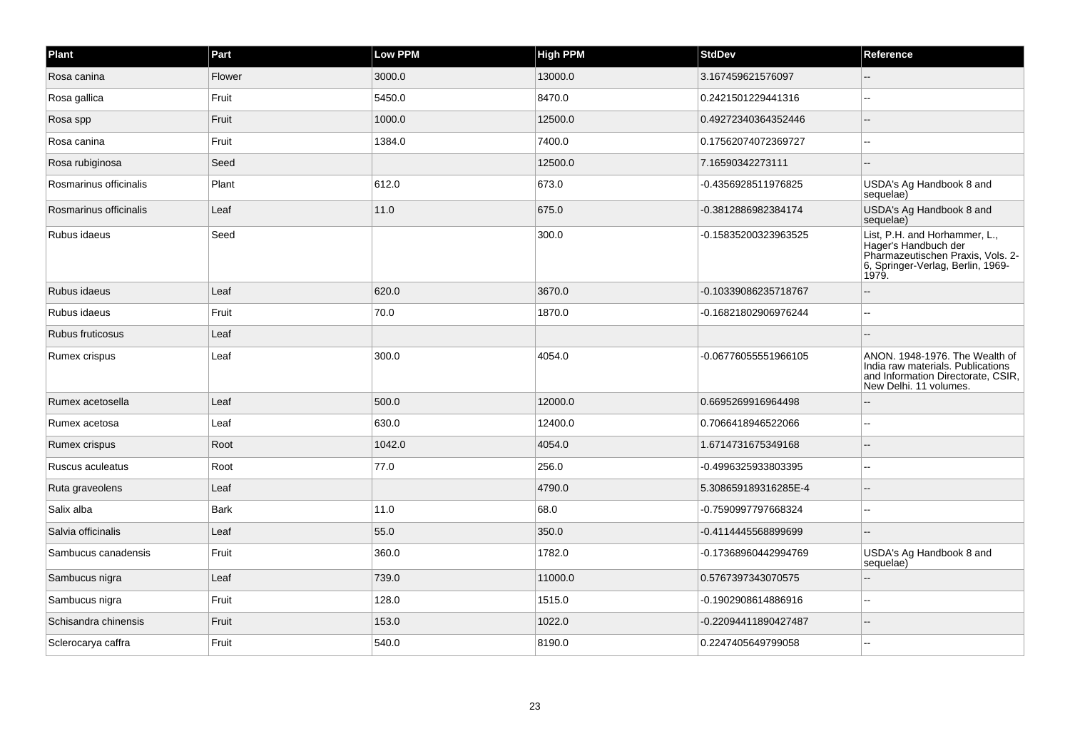| Plant | Part | Low PPM | High PPM | StdDev | Reference |
| --- | --- | --- | --- | --- | --- |
| Rosa canina | Flower | 3000.0 | 13000.0 | 3.167459621576097 | -- |
| Rosa gallica | Fruit | 5450.0 | 8470.0 | 0.2421501229441316 | -- |
| Rosa spp | Fruit | 1000.0 | 12500.0 | 0.49272340364352446 | -- |
| Rosa canina | Fruit | 1384.0 | 7400.0 | 0.17562074072369727 | -- |
| Rosa rubiginosa | Seed | | 12500.0 | 7.16590342273111 | -- |
| Rosmarinus officinalis | Plant | 612.0 | 673.0 | -0.4356928511976825 | USDA's Ag Handbook 8 and sequelae) |
| Rosmarinus officinalis | Leaf | 11.0 | 675.0 | -0.3812886982384174 | USDA's Ag Handbook 8 and sequelae) |
| Rubus idaeus | Seed | | 300.0 | -0.15835200323963525 | List, P.H. and Horhammer, L., Hager's Handbuch der Pharmazeutischen Praxis, Vols. 2-6, Springer-Verlag, Berlin, 1969-1979. |
| Rubus idaeus | Leaf | 620.0 | 3670.0 | -0.10339086235718767 | -- |
| Rubus idaeus | Fruit | 70.0 | 1870.0 | -0.16821802906976244 | -- |
| Rubus fruticosus | Leaf | | | | -- |
| Rumex crispus | Leaf | 300.0 | 4054.0 | -0.06776055551966105 | ANON. 1948-1976. The Wealth of India raw materials. Publications and Information Directorate, CSIR, New Delhi. 11 volumes. |
| Rumex acetosella | Leaf | 500.0 | 12000.0 | 0.6695269916964498 | -- |
| Rumex acetosa | Leaf | 630.0 | 12400.0 | 0.7066418946522066 | -- |
| Rumex crispus | Root | 1042.0 | 4054.0 | 1.6714731675349168 | -- |
| Ruscus aculeatus | Root | 77.0 | 256.0 | -0.4996325933803395 | -- |
| Ruta graveolens | Leaf | | 4790.0 | 5.308659189316285E-4 | -- |
| Salix alba | Bark | 11.0 | 68.0 | -0.7590997797668324 | -- |
| Salvia officinalis | Leaf | 55.0 | 350.0 | -0.4114445568899699 | -- |
| Sambucus canadensis | Fruit | 360.0 | 1782.0 | -0.17368960442994769 | USDA's Ag Handbook 8 and sequelae) |
| Sambucus nigra | Leaf | 739.0 | 11000.0 | 0.5767397343070575 | -- |
| Sambucus nigra | Fruit | 128.0 | 1515.0 | -0.1902908614886916 | -- |
| Schisandra chinensis | Fruit | 153.0 | 1022.0 | -0.22094411890427487 | -- |
| Sclerocarya caffra | Fruit | 540.0 | 8190.0 | 0.2247405649799058 | -- |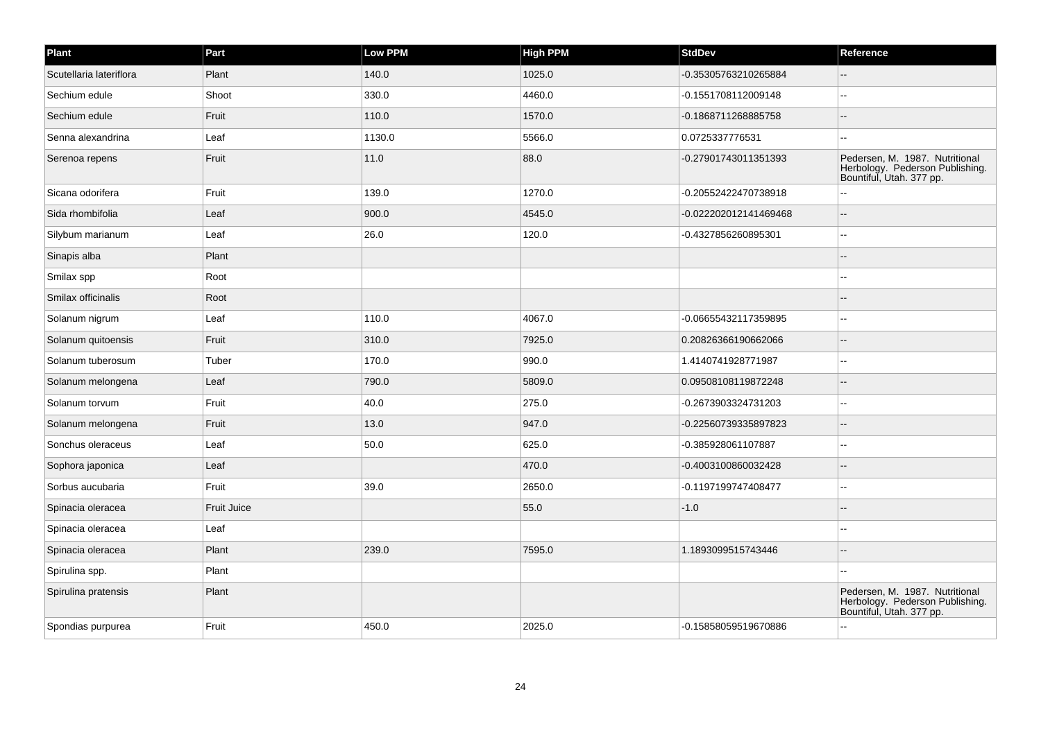| Plant | Part | Low PPM | High PPM | StdDev | Reference |
|---|---|---|---|---|---|
| Scutellaria lateriflora | Plant | 140.0 | 1025.0 | -0.35305763210265884 | -- |
| Sechium edule | Shoot | 330.0 | 4460.0 | -0.1551708112009148 | -- |
| Sechium edule | Fruit | 110.0 | 1570.0 | -0.1868711268885758 | -- |
| Senna alexandrina | Leaf | 1130.0 | 5566.0 | 0.0725337776531 | -- |
| Serenoa repens | Fruit | 11.0 | 88.0 | -0.27901743011351393 | Pedersen, M. 1987. Nutritional Herbology. Pederson Publishing. Bountiful, Utah. 377 pp. |
| Sicana odorifera | Fruit | 139.0 | 1270.0 | -0.20552422470738918 | -- |
| Sida rhombifolia | Leaf | 900.0 | 4545.0 | -0.022202012141469468 | -- |
| Silybum marianum | Leaf | 26.0 | 120.0 | -0.4327856260895301 | -- |
| Sinapis alba | Plant | | | | -- |
| Smilax spp | Root | | | | -- |
| Smilax officinalis | Root | | | | -- |
| Solanum nigrum | Leaf | 110.0 | 4067.0 | -0.06655432117359895 | -- |
| Solanum quitoensis | Fruit | 310.0 | 7925.0 | 0.20826366190662066 | -- |
| Solanum tuberosum | Tuber | 170.0 | 990.0 | 1.4140741928771987 | -- |
| Solanum melongena | Leaf | 790.0 | 5809.0 | 0.09508108119872248 | -- |
| Solanum torvum | Fruit | 40.0 | 275.0 | -0.2673903324731203 | -- |
| Solanum melongena | Fruit | 13.0 | 947.0 | -0.22560739335897823 | -- |
| Sonchus oleraceus | Leaf | 50.0 | 625.0 | -0.385928061107887 | -- |
| Sophora japonica | Leaf | | 470.0 | -0.4003100860032428 | -- |
| Sorbus aucubaria | Fruit | 39.0 | 2650.0 | -0.1197199747408477 | -- |
| Spinacia oleracea | Fruit Juice | | 55.0 | -1.0 | -- |
| Spinacia oleracea | Leaf | | | | -- |
| Spinacia oleracea | Plant | 239.0 | 7595.0 | 1.1893099515743446 | -- |
| Spirulina spp. | Plant | | | | -- |
| Spirulina pratensis | Plant | | | | Pedersen, M. 1987. Nutritional Herbology. Pederson Publishing. Bountiful, Utah. 377 pp. |
| Spondias purpurea | Fruit | 450.0 | 2025.0 | -0.15858059519670886 | -- |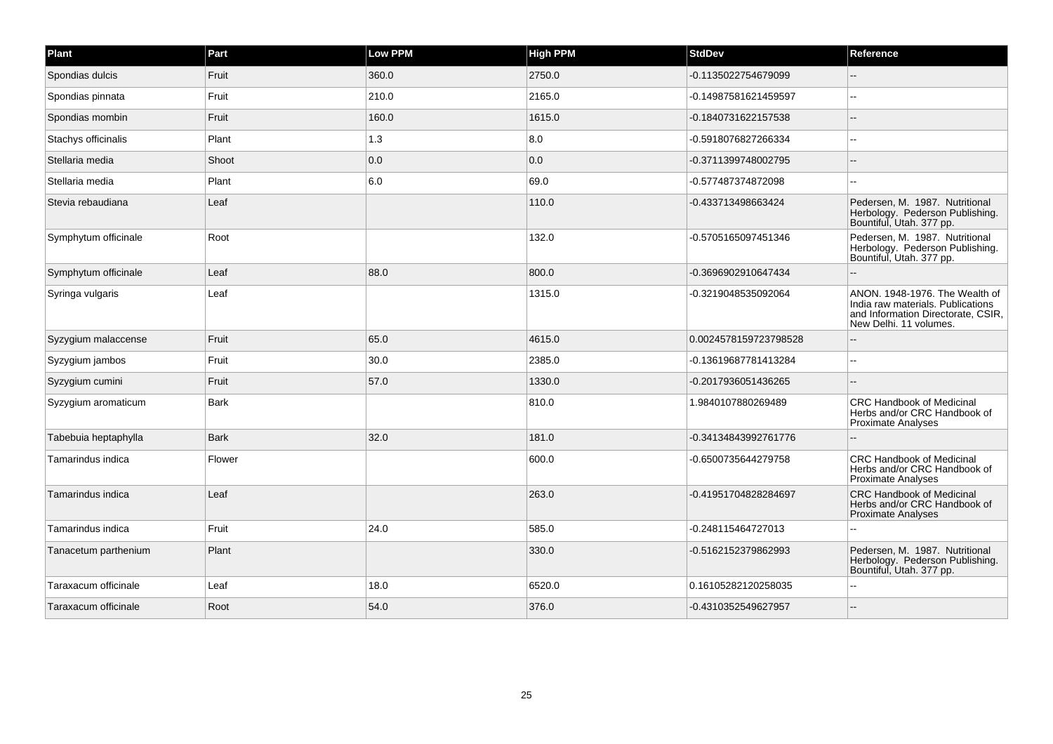| Plant | Part | Low PPM | High PPM | StdDev | Reference |
|---|---|---|---|---|---|
| Spondias dulcis | Fruit | 360.0 | 2750.0 | -0.1135022754679099 | -- |
| Spondias pinnata | Fruit | 210.0 | 2165.0 | -0.14987581621459597 | -- |
| Spondias mombin | Fruit | 160.0 | 1615.0 | -0.1840731622157538 | -- |
| Stachys officinalis | Plant | 1.3 | 8.0 | -0.5918076827266334 | -- |
| Stellaria media | Shoot | 0.0 | 0.0 | -0.3711399748002795 | -- |
| Stellaria media | Plant | 6.0 | 69.0 | -0.577487374872098 | -- |
| Stevia rebaudiana | Leaf | | 110.0 | -0.433713498663424 | Pedersen, M. 1987. Nutritional Herbology. Pederson Publishing. Bountiful, Utah. 377 pp. |
| Symphytum officinale | Root | | 132.0 | -0.5705165097451346 | Pedersen, M. 1987. Nutritional Herbology. Pederson Publishing. Bountiful, Utah. 377 pp. |
| Symphytum officinale | Leaf | 88.0 | 800.0 | -0.3696902910647434 | -- |
| Syringa vulgaris | Leaf | | 1315.0 | -0.3219048535092064 | ANON. 1948-1976. The Wealth of India raw materials. Publications and Information Directorate, CSIR, New Delhi. 11 volumes. |
| Syzygium malaccense | Fruit | 65.0 | 4615.0 | 0.0024578159723798528 | -- |
| Syzygium jambos | Fruit | 30.0 | 2385.0 | -0.13619687781413284 | -- |
| Syzygium cumini | Fruit | 57.0 | 1330.0 | -0.2017936051436265 | -- |
| Syzygium aromaticum | Bark | | 810.0 | 1.9840107880269489 | CRC Handbook of Medicinal Herbs and/or CRC Handbook of Proximate Analyses |
| Tabebuia heptaphylla | Bark | 32.0 | 181.0 | -0.34134843992761776 | -- |
| Tamarindus indica | Flower | | 600.0 | -0.6500735644279758 | CRC Handbook of Medicinal Herbs and/or CRC Handbook of Proximate Analyses |
| Tamarindus indica | Leaf | | 263.0 | -0.41951704828284697 | CRC Handbook of Medicinal Herbs and/or CRC Handbook of Proximate Analyses |
| Tamarindus indica | Fruit | 24.0 | 585.0 | -0.248115464727013 | -- |
| Tanacetum parthenium | Plant | | 330.0 | -0.5162152379862993 | Pedersen, M. 1987. Nutritional Herbology. Pederson Publishing. Bountiful, Utah. 377 pp. |
| Taraxacum officinale | Leaf | 18.0 | 6520.0 | 0.16105282120258035 | -- |
| Taraxacum officinale | Root | 54.0 | 376.0 | -0.4310352549627957 | -- |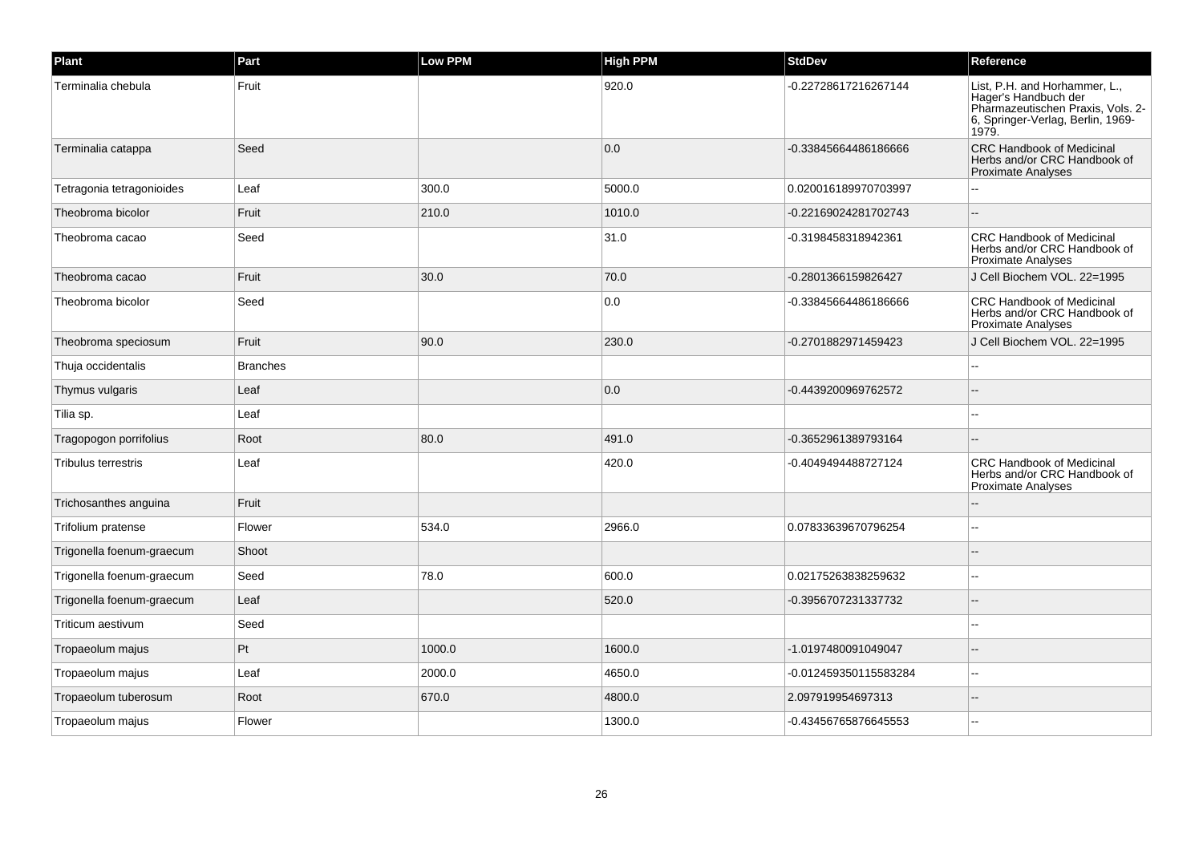| Plant | Part | Low PPM | High PPM | StdDev | Reference |
| --- | --- | --- | --- | --- | --- |
| Terminalia chebula | Fruit | | 920.0 | -0.22728617216267144 | List, P.H. and Horhammer, L., Hager's Handbuch der Pharmazeutischen Praxis, Vols. 2-6, Springer-Verlag, Berlin, 1969-1979. |
| Terminalia catappa | Seed | | 0.0 | -0.33845664486186666 | CRC Handbook of Medicinal Herbs and/or CRC Handbook of Proximate Analyses |
| Tetragonia tetragonioides | Leaf | 300.0 | 5000.0 | 0.020016189970703997 | -- |
| Theobroma bicolor | Fruit | 210.0 | 1010.0 | -0.22169024281702743 | -- |
| Theobroma cacao | Seed | | 31.0 | -0.3198458318942361 | CRC Handbook of Medicinal Herbs and/or CRC Handbook of Proximate Analyses |
| Theobroma cacao | Fruit | 30.0 | 70.0 | -0.2801366159826427 | J Cell Biochem VOL. 22=1995 |
| Theobroma bicolor | Seed | | 0.0 | -0.33845664486186666 | CRC Handbook of Medicinal Herbs and/or CRC Handbook of Proximate Analyses |
| Theobroma speciosum | Fruit | 90.0 | 230.0 | -0.2701882971459423 | J Cell Biochem VOL. 22=1995 |
| Thuja occidentalis | Branches | | | | -- |
| Thymus vulgaris | Leaf | | 0.0 | -0.4439200969762572 | -- |
| Tilia sp. | Leaf | | | | -- |
| Tragopogon porrifolius | Root | 80.0 | 491.0 | -0.3652961389793164 | -- |
| Tribulus terrestris | Leaf | | 420.0 | -0.4049494488727124 | CRC Handbook of Medicinal Herbs and/or CRC Handbook of Proximate Analyses |
| Trichosanthes anguina | Fruit | | | | -- |
| Trifolium pratense | Flower | 534.0 | 2966.0 | 0.07833639670796254 | -- |
| Trigonella foenum-graecum | Shoot | | | | -- |
| Trigonella foenum-graecum | Seed | 78.0 | 600.0 | 0.02175263838259632 | -- |
| Trigonella foenum-graecum | Leaf | | 520.0 | -0.3956707231337732 | -- |
| Triticum aestivum | Seed | | | | -- |
| Tropaeolum majus | Pt | 1000.0 | 1600.0 | -1.0197480091049047 | -- |
| Tropaeolum majus | Leaf | 2000.0 | 4650.0 | -0.012459350115583284 | -- |
| Tropaeolum tuberosum | Root | 670.0 | 4800.0 | 2.097919954697313 | -- |
| Tropaeolum majus | Flower | | 1300.0 | -0.43456765876645553 | -- |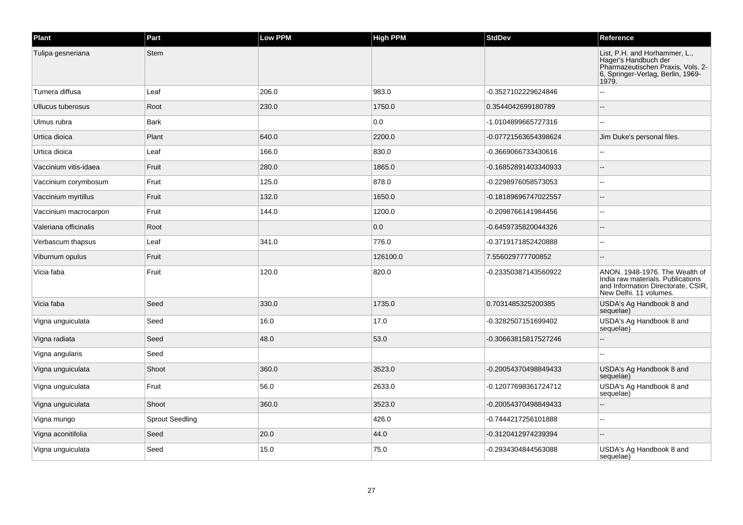| Plant | Part | Low PPM | High PPM | StdDev | Reference |
| --- | --- | --- | --- | --- | --- |
| Tulipa gesneriana | Stem | | | | List, P.H. and Horhammer, L., Hager's Handbuch der Pharmazeutischen Praxis, Vols. 2-6, Springer-Verlag, Berlin, 1969-1979. |
| Turnera diffusa | Leaf | 206.0 | 983.0 | -0.3527102229624846 | -- |
| Ullucus tuberosus | Root | 230.0 | 1750.0 | 0.3544042699180789 | -- |
| Ulmus rubra | Bark | | 0.0 | -1.0104899665727316 | -- |
| Urtica dioica | Plant | 640.0 | 2200.0 | -0.07721563654398624 | Jim Duke's personal files. |
| Urtica dioica | Leaf | 166.0 | 830.0 | -0.3669066733430616 | -- |
| Vaccinium vitis-idaea | Fruit | 280.0 | 1865.0 | -0.16852891403340933 | -- |
| Vaccinium corymbosum | Fruit | 125.0 | 878.0 | -0.2298976058573053 | -- |
| Vaccinium myrtillus | Fruit | 132.0 | 1650.0 | -0.18189696747022557 | -- |
| Vaccinium macrocarpon | Fruit | 144.0 | 1200.0 | -0.2098766141984456 | -- |
| Valeriana officinalis | Root | | 0.0 | -0.6459735820044326 | -- |
| Verbascum thapsus | Leaf | 341.0 | 776.0 | -0.3719171852420888 | -- |
| Viburnum opulus | Fruit | | 126100.0 | 7.556029777700852 | -- |
| Vicia faba | Fruit | 120.0 | 820.0 | -0.23350387143560922 | ANON. 1948-1976. The Wealth of India raw materials. Publications and Information Directorate, CSIR, New Delhi. 11 volumes. |
| Vicia faba | Seed | 330.0 | 1735.0 | 0.7031485325200385 | USDA's Ag Handbook 8 and sequelae) |
| Vigna unguiculata | Seed | 16.0 | 17.0 | -0.3282507151699402 | USDA's Ag Handbook 8 and sequelae) |
| Vigna radiata | Seed | 48.0 | 53.0 | -0.30663815817527246 | -- |
| Vigna angularis | Seed | | | | -- |
| Vigna unguiculata | Shoot | 360.0 | 3523.0 | -0.20054370498849433 | USDA's Ag Handbook 8 and sequelae) |
| Vigna unguiculata | Fruit | 56.0 | 2633.0 | -0.12077698361724712 | USDA's Ag Handbook 8 and sequelae) |
| Vigna unguiculata | Shoot | 360.0 | 3523.0 | -0.20054370498849433 | -- |
| Vigna mungo | Sprout Seedling | | 426.0 | -0.7444217256101888 | -- |
| Vigna aconitifolia | Seed | 20.0 | 44.0 | -0.3120412974239394 | -- |
| Vigna unguiculata | Seed | 15.0 | 75.0 | -0.2934304844563088 | USDA's Ag Handbook 8 and sequelae) |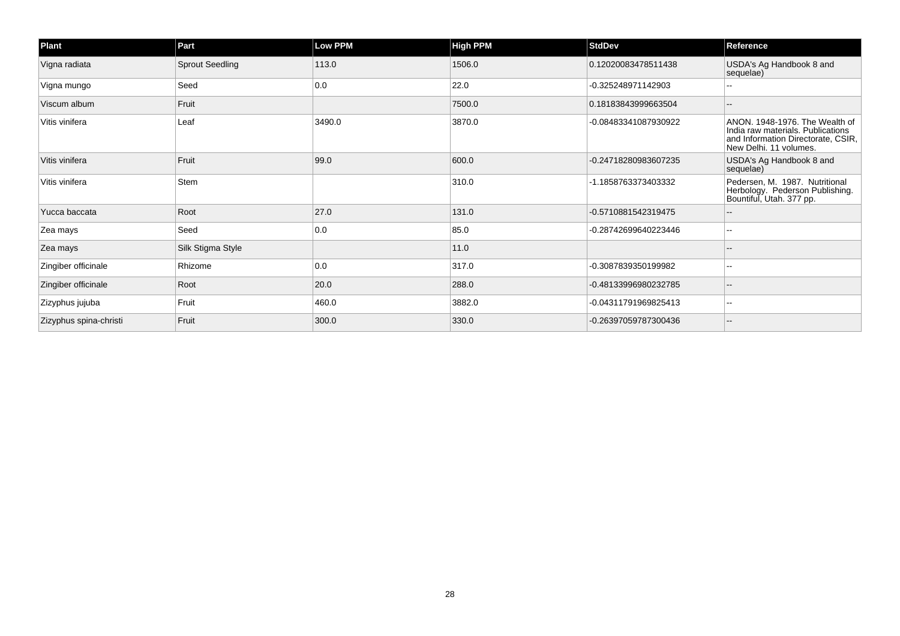| Plant | Part | Low PPM | High PPM | StdDev | Reference |
|---|---|---|---|---|---|
| Vigna radiata | Sprout Seedling | 113.0 | 1506.0 | 0.12020083478511438 | USDA's Ag Handbook 8 and sequelae) |
| Vigna mungo | Seed | 0.0 | 22.0 | -0.325248971142903 | -- |
| Viscum album | Fruit | | 7500.0 | 0.18183843999663504 | -- |
| Vitis vinifera | Leaf | 3490.0 | 3870.0 | -0.08483341087930922 | ANON. 1948-1976. The Wealth of India raw materials. Publications and Information Directorate, CSIR, New Delhi. 11 volumes. |
| Vitis vinifera | Fruit | 99.0 | 600.0 | -0.24718280983607235 | USDA's Ag Handbook 8 and sequelae) |
| Vitis vinifera | Stem | | 310.0 | -1.1858763373403332 | Pedersen, M. 1987. Nutritional Herbology. Pederson Publishing. Bountiful, Utah. 377 pp. |
| Yucca baccata | Root | 27.0 | 131.0 | -0.5710881542319475 | -- |
| Zea mays | Seed | 0.0 | 85.0 | -0.28742699640223446 | -- |
| Zea mays | Silk Stigma Style | | 11.0 | | -- |
| Zingiber officinale | Rhizome | 0.0 | 317.0 | -0.3087839350199982 | -- |
| Zingiber officinale | Root | 20.0 | 288.0 | -0.48133996980232785 | -- |
| Zizyphus jujuba | Fruit | 460.0 | 3882.0 | -0.04311791969825413 | -- |
| Zizyphus spina-christi | Fruit | 300.0 | 330.0 | -0.26397059787300436 | -- |